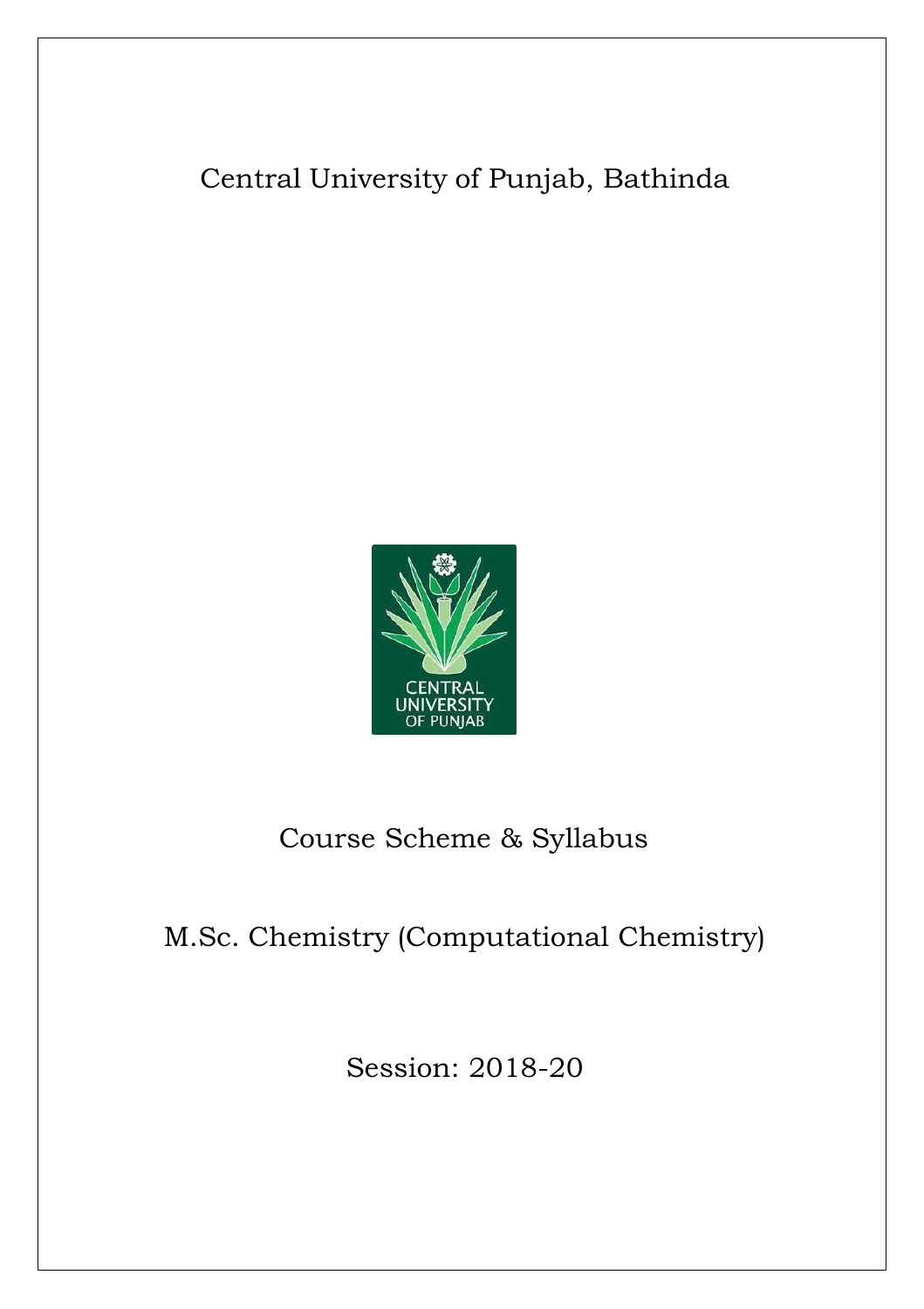# Central University of Punjab, Bathinda

## Course Scheme & Syllabus

## M.Sc. Chemistry (Computational Chemistry)

### Session: 2018-20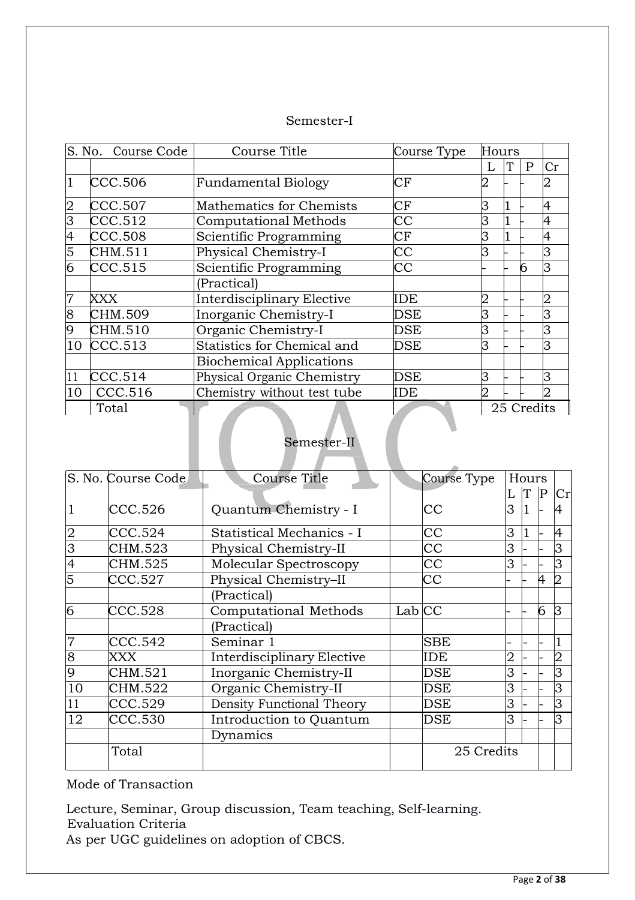## Semester-I

| S. No. | Course Code | Course Title | Course Type | Hours | | | |
|---|---|---|---|---|---|---|---|
| | | | | L | T | P | Cr |
| 1 | CCC.506 | Fundamental Biology | CF | 2 | - | - | 2 |
| 2 | CCC.507 | Mathematics for Chemists | CF | 3 | 1 | - | 4 |
| 3 | CCC.512 | Computational Methods | CC | 3 | 1 | - | 4 |
| 4 | CCC.508 | Scientific Programming | CF | 3 | 1 | - | 4 |
| 5 | CHM.511 | Physical Chemistry-I | CC | 3 | - | - | 3 |
| 6 | CCC.515 | Scientific Programming (Practical) | CC | - | - | 6 | 3 |
| 7 | XXX | Interdisciplinary Elective | IDE | 2 | - | - | 2 |
| 8 | CHM.509 | Inorganic Chemistry-I | DSE | 3 | - | - | 3 |
| 9 | CHM.510 | Organic Chemistry-I | DSE | 3 | - | - | 3 |
| 10 | CCC.513 | Statistics for Chemical and Biochemical Applications | DSE | 3 | - | - | 3 |
| 11 | CCC.514 | Physical Organic Chemistry | DSE | 3 | - | - | 3 |
| 10 | CCC.516 | Chemistry without test tube | IDE | 2 | - | - | 2 |
| | Total | | | 25 Credits | | | |

## Semester-II

| S. No. | Course Code | Course Title | Course Type | Hours | | | |
|---|---|---|---|---|---|---|---|
| | | | | L | T | P | Cr |
| 1 | CCC.526 | Quantum Chemistry - I | CC | 3 | 1 | - | 4 |
| 2 | CCC.524 | Statistical Mechanics - I | CC | 3 | 1 | - | 4 |
| 3 | CHM.523 | Physical Chemistry-II | CC | 3 | - | - | 3 |
| 4 | CHM.525 | Molecular Spectroscopy | CC | 3 | - | - | 3 |
| 5 | CCC.527 | Physical Chemistry–II (Practical) | CC | - | - | 4 | 2 |
| 6 | CCC.528 | Computational Methods Lab (Practical) | CC | - | - | 6 | 3 |
| 7 | CCC.542 | Seminar 1 | SBE | - | - | - | 1 |
| 8 | XXX | Interdisciplinary Elective | IDE | 2 | - | - | 2 |
| 9 | CHM.521 | Inorganic Chemistry-II | DSE | 3 | - | - | 3 |
| 10 | CHM.522 | Organic Chemistry-II | DSE | 3 | - | - | 3 |
| 11 | CCC.529 | Density Functional Theory | DSE | 3 | - | - | 3 |
| 12 | CCC.530 | Introduction to Quantum Dynamics | DSE | 3 | - | - | 3 |
| | Total | | 25 Credits | | | | |

Mode of Transaction

Lecture, Seminar, Group discussion, Team teaching, Self-learning.

Evaluation Criteria

As per UGC guidelines on adoption of CBCS.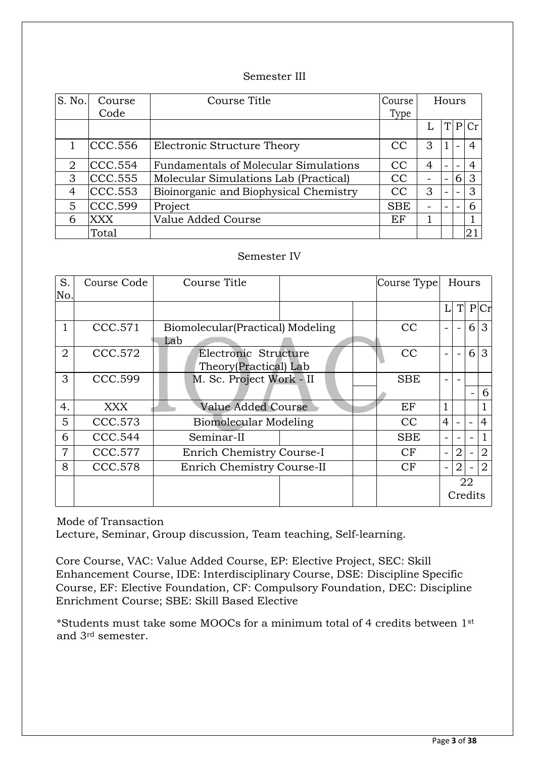Semester III

| S. No. | Course Code | Course Title | Course Type | Hours | | | |
|---|---|---|---|---|---|---|---|
| | | | | L | T | P | Cr |
| 1 | CCC.556 | Electronic Structure Theory | CC | 3 | 1 | - | 4 |
| 2 | CCC.554 | Fundamentals of Molecular Simulations | CC | 4 | - | - | 4 |
| 3 | CCC.555 | Molecular Simulations Lab (Practical) | CC | - | - | 6 | 3 |
| 4 | CCC.553 | Bioinorganic and Biophysical Chemistry | CC | 3 | - | - | 3 |
| 5 | CCC.599 | Project | SBE | - | - | - | 6 |
| 6 | XXX | Value Added Course | EF | 1 | | | 1 |
| | Total | | | | | | 21 |

Semester IV

| S. No. | Course Code | Course Title | Course Type | Hours | | | |
|---|---|---|---|---|---|---|---|
| | | | | L | T | P | Cr |
| 1 | CCC.571 | Biomolecular(Practical) Modeling Lab | CC | - | - | 6 | 3 |
| 2 | CCC.572 | Electronic Structure Theory(Practical) Lab | CC | - | - | 6 | 3 |
| 3 | CCC.599 | M. Sc. Project Work - II | SBE | - | - | - | 6 |
| 4. | XXX | Value Added Course | EF | 1 | | | 1 |
| 5 | CCC.573 | Biomolecular Modeling | CC | 4 | - | - | 4 |
| 6 | CCC.544 | Seminar-II | SBE | - | - | - | 1 |
| 7 | CCC.577 | Enrich Chemistry Course-I | CF | - | 2 | - | 2 |
| 8 | CCC.578 | Enrich Chemistry Course-II | CF | - | 2 | - | 2 |
| | | | | 22 Credits | | | |

Mode of Transaction
Lecture, Seminar, Group discussion, Team teaching, Self-learning.

Core Course, VAC: Value Added Course, EP: Elective Project, SEC: Skill Enhancement Course, IDE: Interdisciplinary Course, DSE: Discipline Specific Course, EF: Elective Foundation, CF: Compulsory Foundation, DEC: Discipline Enrichment Course; SBE: Skill Based Elective

*Students must take some MOOCs for a minimum total of 4 credits between 1st and 3rd semester.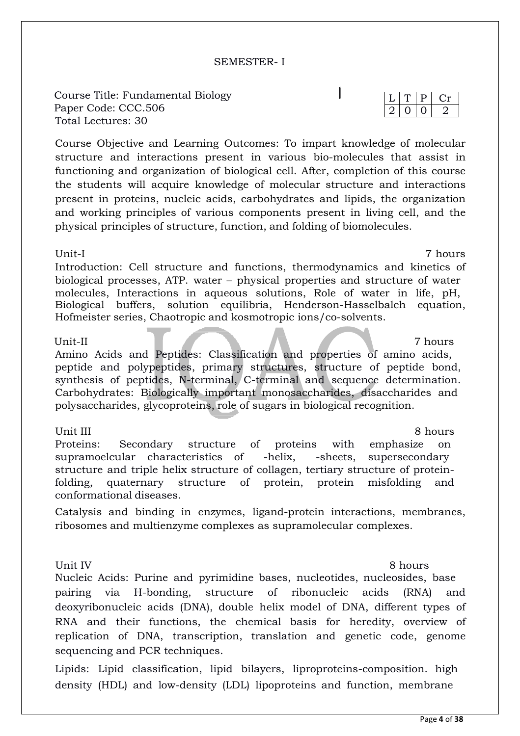SEMESTER- I

Course Title: Fundamental Biology
Paper Code: CCC.506
Total Lectures: 30

| L | T | P | Cr |
|---|---|---|---|
| 2 | 0 | 0 | 2 |

Course Objective and Learning Outcomes: To impart knowledge of molecular structure and interactions present in various bio-molecules that assist in functioning and organization of biological cell. After, completion of this course the students will acquire knowledge of molecular structure and interactions present in proteins, nucleic acids, carbohydrates and lipids, the organization and working principles of various components present in living cell, and the physical principles of structure, function, and folding of biomolecules.

**Unit-I** 7 hours

Introduction: Cell structure and functions, thermodynamics and kinetics of biological processes, ATP. water – physical properties and structure of water molecules, Interactions in aqueous solutions, Role of water in life, pH, Biological buffers, solution equilibria, Henderson-Hasselbalch equation, Hofmeister series, Chaotropic and kosmotropic ions/co-solvents.

**Unit-II** 7 hours

Amino Acids and Peptides: Classification and properties of amino acids, peptide and polypeptides, primary structures, structure of peptide bond, synthesis of peptides, N-terminal, C-terminal and sequence determination. Carbohydrates: Biologically important monosaccharides, disaccharides and polysaccharides, glycoproteins, role of sugars in biological recognition.

**Unit III** 8 hours

Proteins: Secondary structure of proteins with emphasize on supramoelcular characteristics of -helix, -sheets, supersecondary structure and triple helix structure of collagen, tertiary structure of protein-folding, quaternary structure of protein, protein misfolding and conformational diseases.

Catalysis and binding in enzymes, ligand-protein interactions, membranes, ribosomes and multienzyme complexes as supramolecular complexes.

**Unit IV** 8 hours

Nucleic Acids: Purine and pyrimidine bases, nucleotides, nucleosides, base pairing via H-bonding, structure of ribonucleic acids (RNA) and deoxyribonucleic acids (DNA), double helix model of DNA, different types of RNA and their functions, the chemical basis for heredity, overview of replication of DNA, transcription, translation and genetic code, genome sequencing and PCR techniques.

Lipids: Lipid classification, lipid bilayers, liproproteins-composition. high density (HDL) and low-density (LDL) lipoproteins and function, membrane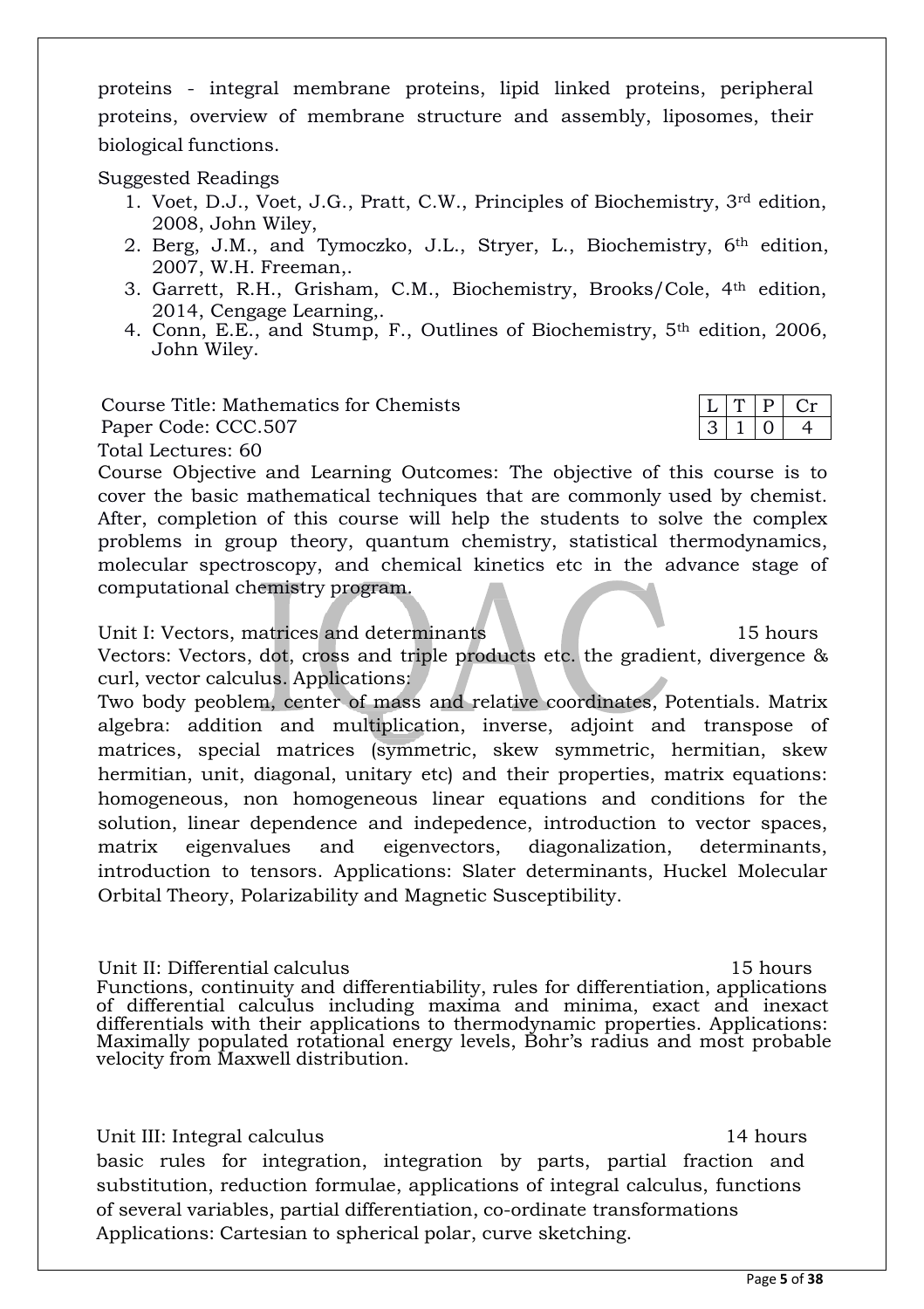proteins - integral membrane proteins, lipid linked proteins, peripheral proteins, overview of membrane structure and assembly, liposomes, their biological functions.

Suggested Readings

1. Voet, D.J., Voet, J.G., Pratt, C.W., Principles of Biochemistry, 3rd edition, 2008, John Wiley,
2. Berg, J.M., and Tymoczko, J.L., Stryer, L., Biochemistry, 6th edition, 2007, W.H. Freeman,.
3. Garrett, R.H., Grisham, C.M., Biochemistry, Brooks/Cole, 4th edition, 2014, Cengage Learning,.
4. Conn, E.E., and Stump, F., Outlines of Biochemistry, 5th edition, 2006, John Wiley.

Course Title: Mathematics for Chemists
Paper Code: CCC.507
Total Lectures: 60

| L | T | P | Cr |
|---|---|---|---|
| 3 | 1 | 0 | 4 |

Course Objective and Learning Outcomes: The objective of this course is to cover the basic mathematical techniques that are commonly used by chemist. After, completion of this course will help the students to solve the complex problems in group theory, quantum chemistry, statistical thermodynamics, molecular spectroscopy, and chemical kinetics etc in the advance stage of computational chemistry program.

Unit I: Vectors, matrices and determinants 15 hours

Vectors: Vectors, dot, cross and triple products etc. the gradient, divergence & curl, vector calculus. Applications:
Two body peoblem, center of mass and relative coordinates, Potentials. Matrix algebra: addition and multiplication, inverse, adjoint and transpose of matrices, special matrices (symmetric, skew symmetric, hermitian, skew hermitian, unit, diagonal, unitary etc) and their properties, matrix equations: homogeneous, non homogeneous linear equations and conditions for the solution, linear dependence and indepedence, introduction to vector spaces, matrix eigenvalues and eigenvectors, diagonalization, determinants, introduction to tensors. Applications: Slater determinants, Huckel Molecular Orbital Theory, Polarizability and Magnetic Susceptibility.

Unit II: Differential calculus 15 hours

Functions, continuity and differentiability, rules for differentiation, applications of differential calculus including maxima and minima, exact and inexact differentials with their applications to thermodynamic properties. Applications: Maximally populated rotational energy levels, Bohr's radius and most probable velocity from Maxwell distribution.

Unit III: Integral calculus 14 hours

basic rules for integration, integration by parts, partial fraction and substitution, reduction formulae, applications of integral calculus, functions of several variables, partial differentiation, co-ordinate transformations
Applications: Cartesian to spherical polar, curve sketching.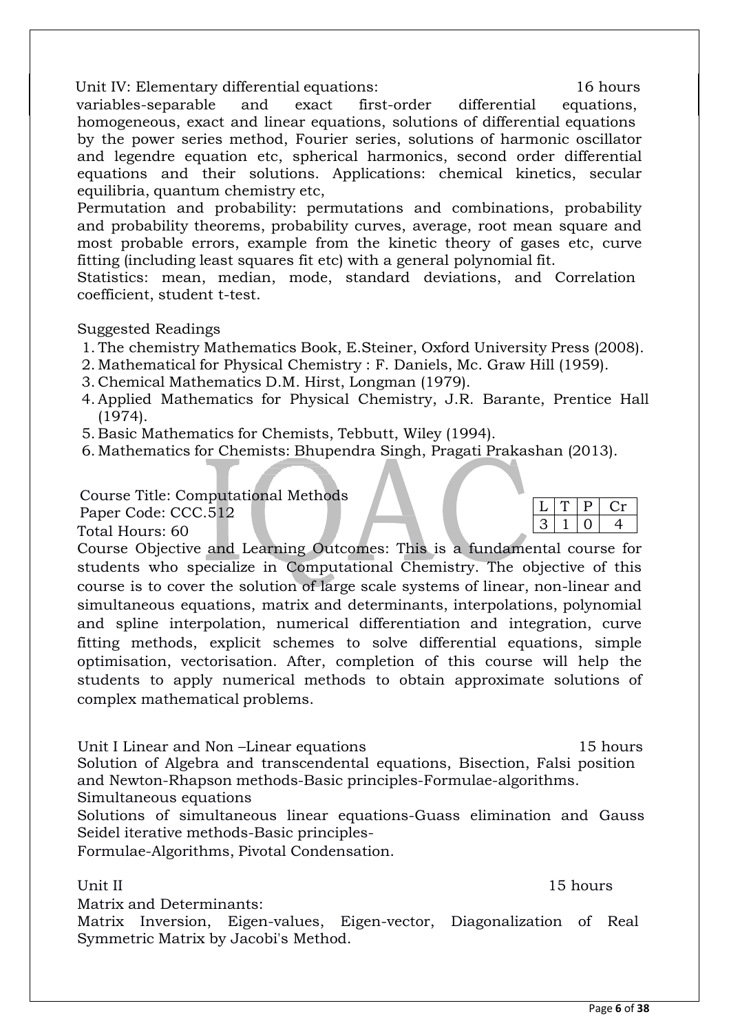Unit IV: Elementary differential equations: 16 hours

variables-separable and exact first-order differential equations, homogeneous, exact and linear equations, solutions of differential equations by the power series method, Fourier series, solutions of harmonic oscillator and legendre equation etc, spherical harmonics, second order differential equations and their solutions. Applications: chemical kinetics, secular equilibria, quantum chemistry etc,

Permutation and probability: permutations and combinations, probability and probability theorems, probability curves, average, root mean square and most probable errors, example from the kinetic theory of gases etc, curve fitting (including least squares fit etc) with a general polynomial fit.

Statistics: mean, median, mode, standard deviations, and Correlation coefficient, student t-test.

Suggested Readings

1. The chemistry Mathematics Book, E.Steiner, Oxford University Press (2008).
2. Mathematical for Physical Chemistry : F. Daniels, Mc. Graw Hill (1959).
3. Chemical Mathematics D.M. Hirst, Longman (1979).
4. Applied Mathematics for Physical Chemistry, J.R. Barante, Prentice Hall (1974).
5. Basic Mathematics for Chemists, Tebbutt, Wiley (1994).
6. Mathematics for Chemists: Bhupendra Singh, Pragati Prakashan (2013).

Course Title: Computational Methods

Paper Code: CCC.512

Total Hours: 60

| L | T | P | Cr |
|---|---|---|---|
| 3 | 1 | 0 | 4 |

Course Objective and Learning Outcomes: This is a fundamental course for students who specialize in Computational Chemistry. The objective of this course is to cover the solution of large scale systems of linear, non-linear and simultaneous equations, matrix and determinants, interpolations, polynomial and spline interpolation, numerical differentiation and integration, curve fitting methods, explicit schemes to solve differential equations, simple optimisation, vectorisation. After, completion of this course will help the students to apply numerical methods to obtain approximate solutions of complex mathematical problems.

Unit I Linear and Non –Linear equations 15 hours

Solution of Algebra and transcendental equations, Bisection, Falsi position and Newton-Rhapson methods-Basic principles-Formulae-algorithms.

Simultaneous equations

Solutions of simultaneous linear equations-Guass elimination and Gauss Seidel iterative methods-Basic principles-

Formulae-Algorithms, Pivotal Condensation.

Unit II 15 hours

Matrix and Determinants:

Matrix Inversion, Eigen-values, Eigen-vector, Diagonalization of Real Symmetric Matrix by Jacobi's Method.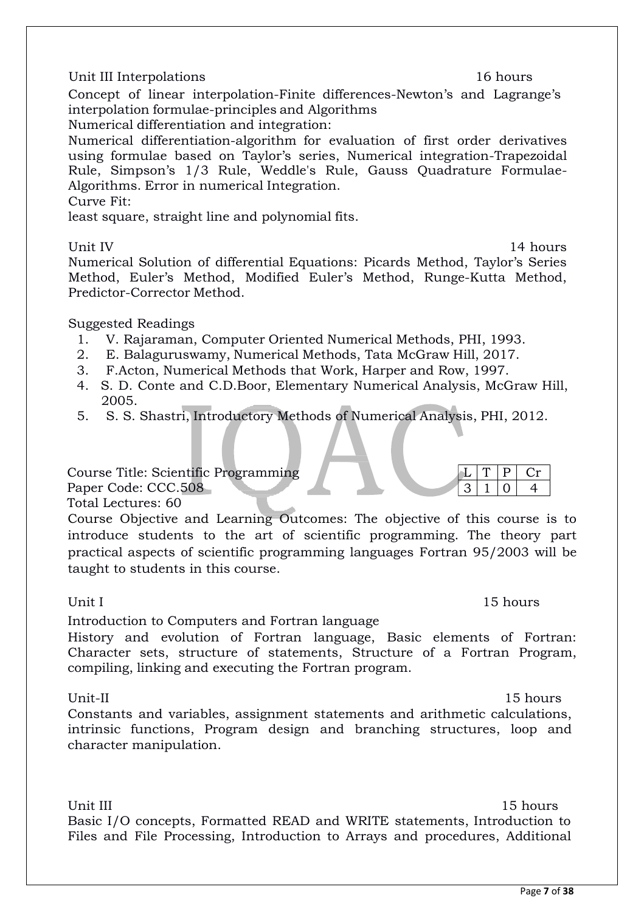Unit III Interpolations 16 hours

Concept of linear interpolation-Finite differences-Newton's and Lagrange's interpolation formulae-principles and Algorithms

Numerical differentiation and integration:

Numerical differentiation-algorithm for evaluation of first order derivatives using formulae based on Taylor's series, Numerical integration-Trapezoidal Rule, Simpson's 1/3 Rule, Weddle's Rule, Gauss Quadrature Formulae-Algorithms. Error in numerical Integration.

Curve Fit:

least square, straight line and polynomial fits.

Unit IV 14 hours

Numerical Solution of differential Equations: Picards Method, Taylor's Series Method, Euler's Method, Modified Euler's Method, Runge-Kutta Method, Predictor-Corrector Method.

Suggested Readings

1. V. Rajaraman, Computer Oriented Numerical Methods, PHI, 1993.
2. E. Balaguruswamy, Numerical Methods, Tata McGraw Hill, 2017.
3. F.Acton, Numerical Methods that Work, Harper and Row, 1997.
4. S. D. Conte and C.D.Boor, Elementary Numerical Analysis, McGraw Hill, 2005.
5. S. S. Shastri, Introductory Methods of Numerical Analysis, PHI, 2012.

Course Title: Scientific Programming

Paper Code: CCC.508

Total Lectures: 60

| L | T | P | Cr |
|---|---|---|---|
| 3 | 1 | 0 | 4 |

Course Objective and Learning Outcomes: The objective of this course is to introduce students to the art of scientific programming. The theory part practical aspects of scientific programming languages Fortran 95/2003 will be taught to students in this course.

Unit I 15 hours

Introduction to Computers and Fortran language

History and evolution of Fortran language, Basic elements of Fortran: Character sets, structure of statements, Structure of a Fortran Program, compiling, linking and executing the Fortran program.

Unit-II 15 hours

Constants and variables, assignment statements and arithmetic calculations, intrinsic functions, Program design and branching structures, loop and character manipulation.

Unit III 15 hours

Basic I/O concepts, Formatted READ and WRITE statements, Introduction to Files and File Processing, Introduction to Arrays and procedures, Additional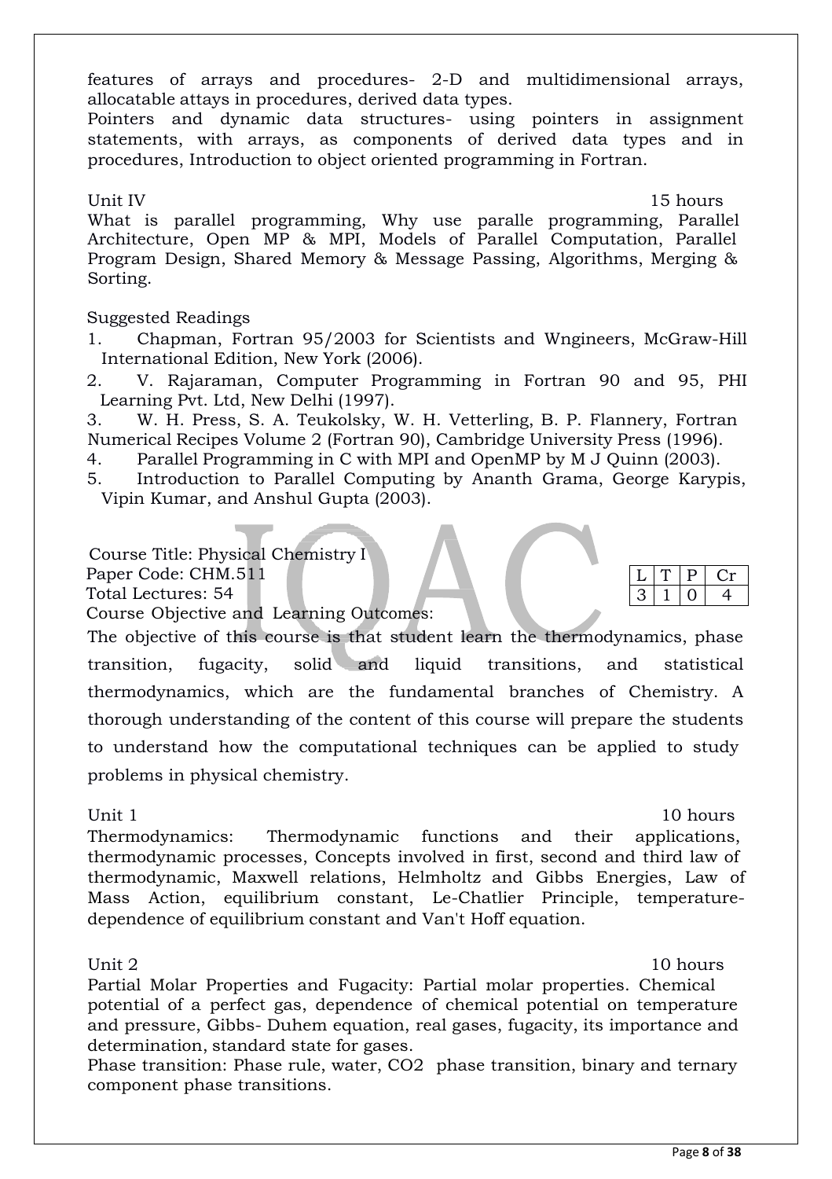features of arrays and procedures- 2-D and multidimensional arrays, allocatable attays in procedures, derived data types.

Pointers and dynamic data structures- using pointers in assignment statements, with arrays, as components of derived data types and in procedures, Introduction to object oriented programming in Fortran.

Unit IV 15 hours

What is parallel programming, Why use paralle programming, Parallel Architecture, Open MP & MPI, Models of Parallel Computation, Parallel Program Design, Shared Memory & Message Passing, Algorithms, Merging & Sorting.

Suggested Readings

1. Chapman, Fortran 95/2003 for Scientists and Wngineers, McGraw-Hill International Edition, New York (2006).
2. V. Rajaraman, Computer Programming in Fortran 90 and 95, PHI Learning Pvt. Ltd, New Delhi (1997).
3. W. H. Press, S. A. Teukolsky, W. H. Vetterling, B. P. Flannery, Fortran Numerical Recipes Volume 2 (Fortran 90), Cambridge University Press (1996).
4. Parallel Programming in C with MPI and OpenMP by M J Quinn (2003).
5. Introduction to Parallel Computing by Ananth Grama, George Karypis, Vipin Kumar, and Anshul Gupta (2003).

Course Title: Physical Chemistry I

Paper Code: CHM.511

Total Lectures: 54

| L | T | P | Cr |
|---|---|---|---|
| 3 | 1 | 0 | 4 |

Course Objective and Learning Outcomes:

The objective of this course is that student learn the thermodynamics, phase transition, fugacity, solid and liquid transitions, and statistical thermodynamics, which are the fundamental branches of Chemistry. A thorough understanding of the content of this course will prepare the students to understand how the computational techniques can be applied to study problems in physical chemistry.

Unit 1 10 hours

Thermodynamics: Thermodynamic functions and their applications, thermodynamic processes, Concepts involved in first, second and third law of thermodynamic, Maxwell relations, Helmholtz and Gibbs Energies, Law of Mass Action, equilibrium constant, Le-Chatlier Principle, temperature-dependence of equilibrium constant and Van't Hoff equation.

Unit 2 10 hours

Partial Molar Properties and Fugacity: Partial molar properties. Chemical potential of a perfect gas, dependence of chemical potential on temperature and pressure, Gibbs- Duhem equation, real gases, fugacity, its importance and determination, standard state for gases.

Phase transition: Phase rule, water, $CO_2$ phase transition, binary and ternary component phase transitions.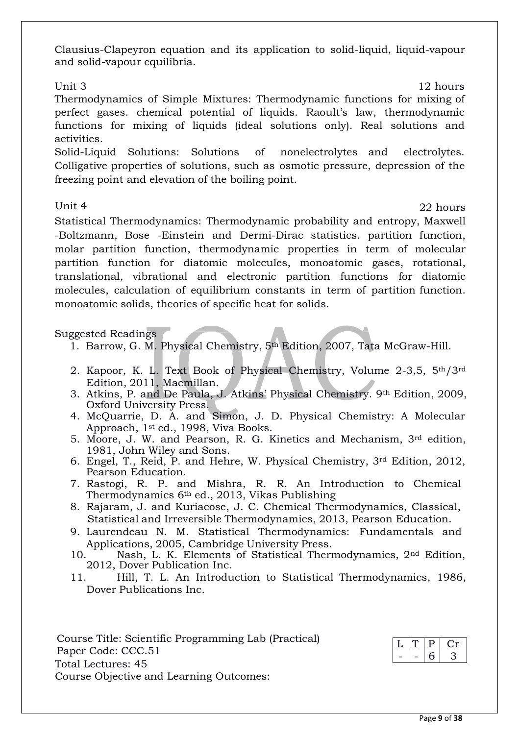Clausius-Clapeyron equation and its application to solid-liquid, liquid-vapour and solid-vapour equilibria.

Unit 3 12 hours

Thermodynamics of Simple Mixtures: Thermodynamic functions for mixing of perfect gases. chemical potential of liquids. Raoult's law, thermodynamic functions for mixing of liquids (ideal solutions only). Real solutions and activities.

Solid-Liquid Solutions: Solutions of nonelectrolytes and electrolytes. Colligative properties of solutions, such as osmotic pressure, depression of the freezing point and elevation of the boiling point.

Unit 4 22 hours

Statistical Thermodynamics: Thermodynamic probability and entropy, Maxwell -Boltzmann, Bose -Einstein and Dermi-Dirac statistics. partition function, molar partition function, thermodynamic properties in term of molecular partition function for diatomic molecules, monoatomic gases, rotational, translational, vibrational and electronic partition functions for diatomic molecules, calculation of equilibrium constants in term of partition function. monoatomic solids, theories of specific heat for solids.

Suggested Readings

1. Barrow, G. M. Physical Chemistry, 5th Edition, 2007, Tata McGraw-Hill.
2. Kapoor, K. L. Text Book of Physical Chemistry, Volume 2-3,5, 5th/3rd Edition, 2011, Macmillan.
3. Atkins, P. and De Paula, J. Atkins' Physical Chemistry. 9th Edition, 2009, Oxford University Press.
4. McQuarrie, D. A. and Simon, J. D. Physical Chemistry: A Molecular Approach, 1st ed., 1998, Viva Books.
5. Moore, J. W. and Pearson, R. G. Kinetics and Mechanism, 3rd edition, 1981, John Wiley and Sons.
6. Engel, T., Reid, P. and Hehre, W. Physical Chemistry, 3rd Edition, 2012, Pearson Education.
7. Rastogi, R. P. and Mishra, R. R. An Introduction to Chemical Thermodynamics 6th ed., 2013, Vikas Publishing
8. Rajaram, J. and Kuriacose, J. C. Chemical Thermodynamics, Classical, Statistical and Irreversible Thermodynamics, 2013, Pearson Education.
9. Laurendeau N. M. Statistical Thermodynamics: Fundamentals and Applications, 2005, Cambridge University Press.
10. Nash, L. K. Elements of Statistical Thermodynamics, 2nd Edition, 2012, Dover Publication Inc.
11. Hill, T. L. An Introduction to Statistical Thermodynamics, 1986, Dover Publications Inc.

Course Title: Scientific Programming Lab (Practical)
Paper Code: CCC.51
Total Lectures: 45

| L | T | P | Cr |
|---|---|---|---|
| - | - | 6 | 3 |

Course Objective and Learning Outcomes: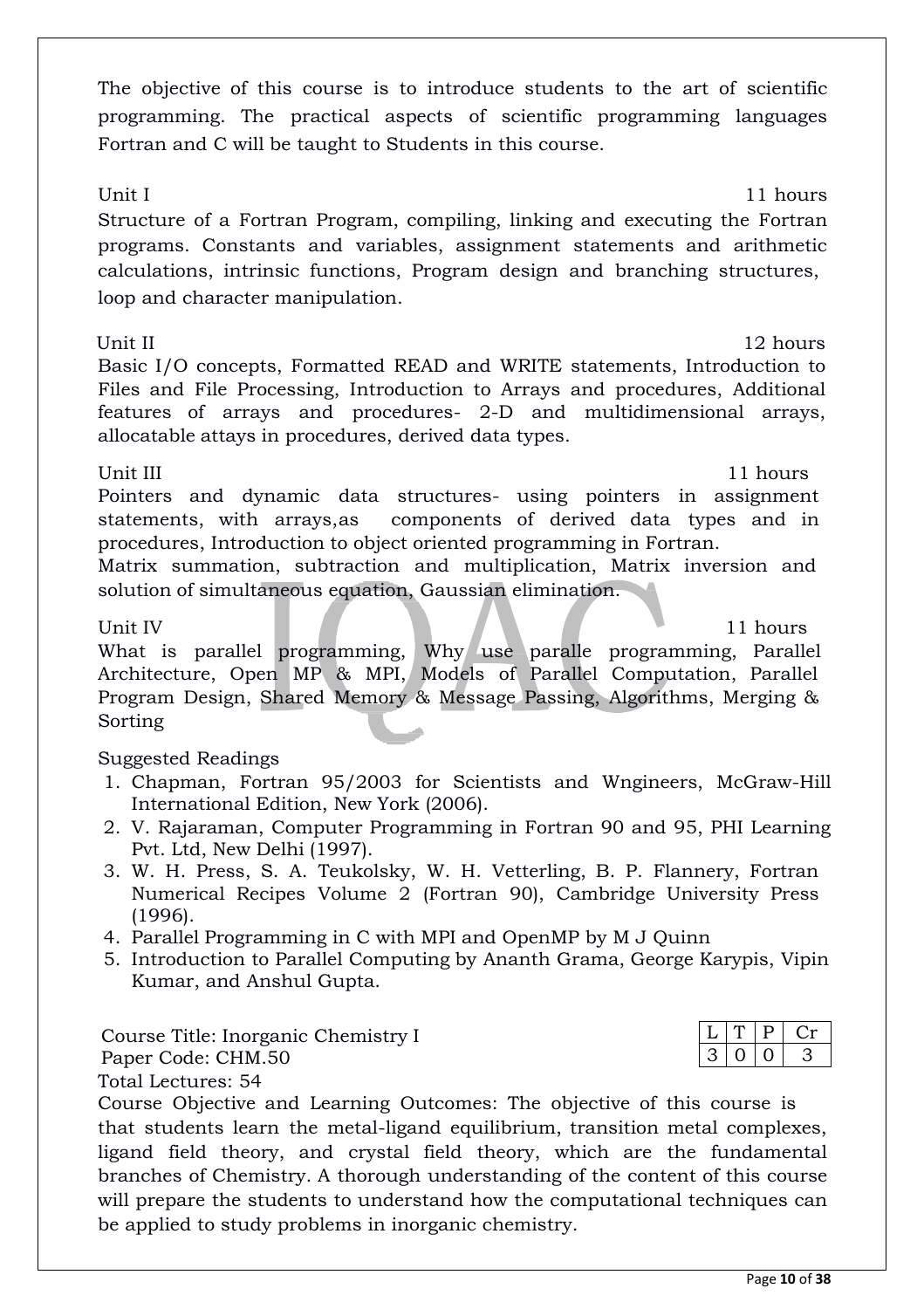The objective of this course is to introduce students to the art of scientific programming. The practical aspects of scientific programming languages Fortran and C will be taught to Students in this course.

**Unit I** 11 hours

Structure of a Fortran Program, compiling, linking and executing the Fortran programs. Constants and variables, assignment statements and arithmetic calculations, intrinsic functions, Program design and branching structures, loop and character manipulation.

**Unit II** 12 hours

Basic I/O concepts, Formatted READ and WRITE statements, Introduction to Files and File Processing, Introduction to Arrays and procedures, Additional features of arrays and procedures- 2-D and multidimensional arrays, allocatable attays in procedures, derived data types.

**Unit III** 11 hours

Pointers and dynamic data structures- using pointers in assignment statements, with arrays,as components of derived data types and in procedures, Introduction to object oriented programming in Fortran.

Matrix summation, subtraction and multiplication, Matrix inversion and solution of simultaneous equation, Gaussian elimination.

**Unit IV** 11 hours

What is parallel programming, Why use paralle programming, Parallel Architecture, Open MP & MPI, Models of Parallel Computation, Parallel Program Design, Shared Memory & Message Passing, Algorithms, Merging & Sorting

**Suggested Readings**

1. Chapman, Fortran 95/2003 for Scientists and Wngineers, McGraw-Hill International Edition, New York (2006).
2. V. Rajaraman, Computer Programming in Fortran 90 and 95, PHI Learning Pvt. Ltd, New Delhi (1997).
3. W. H. Press, S. A. Teukolsky, W. H. Vetterling, B. P. Flannery, Fortran Numerical Recipes Volume 2 (Fortran 90), Cambridge University Press (1996).
4. Parallel Programming in C with MPI and OpenMP by M J Quinn
5. Introduction to Parallel Computing by Ananth Grama, George Karypis, Vipin Kumar, and Anshul Gupta.

Course Title: Inorganic Chemistry I

Paper Code: CHM.50

| L | T | P | Cr |
|---|---|---|---|
| 3 | 0 | 0 | 3 |

Total Lectures: 54

Course Objective and Learning Outcomes: The objective of this course is that students learn the metal-ligand equilibrium, transition metal complexes, ligand field theory, and crystal field theory, which are the fundamental branches of Chemistry. A thorough understanding of the content of this course will prepare the students to understand how the computational techniques can be applied to study problems in inorganic chemistry.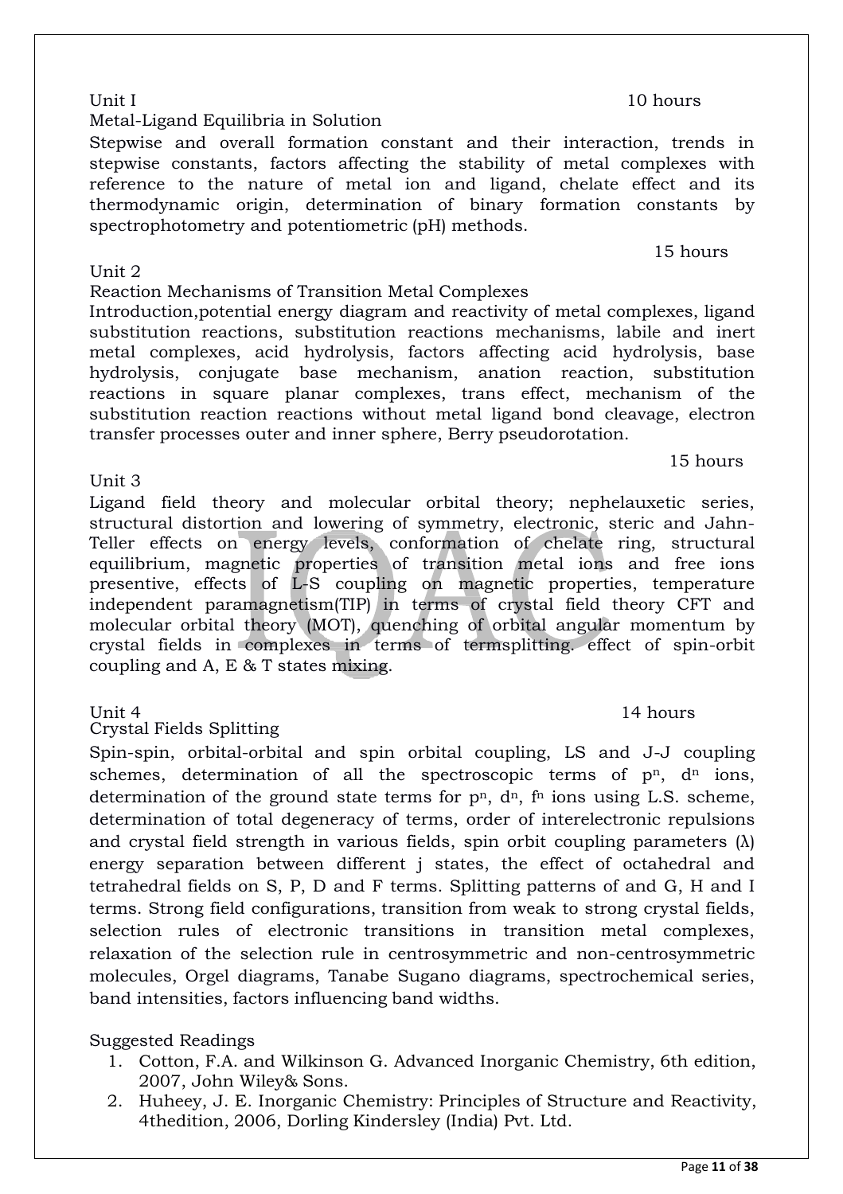Unit I 10 hours

Metal-Ligand Equilibria in Solution

Stepwise and overall formation constant and their interaction, trends in stepwise constants, factors affecting the stability of metal complexes with reference to the nature of metal ion and ligand, chelate effect and its thermodynamic origin, determination of binary formation constants by spectrophotometry and potentiometric (pH) methods.

15 hours

Unit 2

Reaction Mechanisms of Transition Metal Complexes

Introduction,potential energy diagram and reactivity of metal complexes, ligand substitution reactions, substitution reactions mechanisms, labile and inert metal complexes, acid hydrolysis, factors affecting acid hydrolysis, base hydrolysis, conjugate base mechanism, anation reaction, substitution reactions in square planar complexes, trans effect, mechanism of the substitution reaction reactions without metal ligand bond cleavage, electron transfer processes outer and inner sphere, Berry pseudorotation.

15 hours

Unit 3

Ligand field theory and molecular orbital theory; nephelauxetic series, structural distortion and lowering of symmetry, electronic, steric and Jahn-Teller effects on energy levels, conformation of chelate ring, structural equilibrium, magnetic properties of transition metal ions and free ions presentive, effects of L-S coupling on magnetic properties, temperature independent paramagnetism(TIP) in terms of crystal field theory CFT and molecular orbital theory (MOT), quenching of orbital angular momentum by crystal fields in complexes in terms of termsplitting. effect of spin-orbit coupling and A, E & T states mixing.

Unit 4 14 hours

Crystal Fields Splitting

Spin-spin, orbital-orbital and spin orbital coupling, LS and J-J coupling schemes, determination of all the spectroscopic terms of $p^n$, $d^n$ ions, determination of the ground state terms for $p^n$, $d^n$, $f^n$ ions using L.S. scheme, determination of total degeneracy of terms, order of interelectronic repulsions and crystal field strength in various fields, spin orbit coupling parameters ($\lambda$) energy separation between different j states, the effect of octahedral and tetrahedral fields on S, P, D and F terms. Splitting patterns of and G, H and I terms. Strong field configurations, transition from weak to strong crystal fields, selection rules of electronic transitions in transition metal complexes, relaxation of the selection rule in centrosymmetric and non-centrosymmetric molecules, Orgel diagrams, Tanabe Sugano diagrams, spectrochemical series, band intensities, factors influencing band widths.

Suggested Readings

1. Cotton, F.A. and Wilkinson G. Advanced Inorganic Chemistry, 6th edition, 2007, John Wiley& Sons.
2. Huheey, J. E. Inorganic Chemistry: Principles of Structure and Reactivity, 4thedition, 2006, Dorling Kindersley (India) Pvt. Ltd.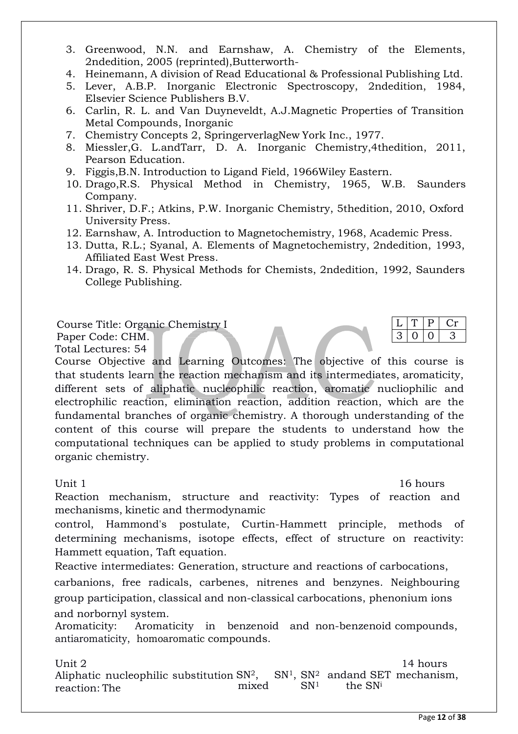3. Greenwood, N.N. and Earnshaw, A. Chemistry of the Elements, 2ndedition, 2005 (reprinted),Butterworth-
4. Heinemann, A division of Read Educational & Professional Publishing Ltd.
5. Lever, A.B.P. Inorganic Electronic Spectroscopy, 2ndedition, 1984, Elsevier Science Publishers B.V.
6. Carlin, R. L. and Van Duyneveldt, A.J.Magnetic Properties of Transition Metal Compounds, Inorganic
7. Chemistry Concepts 2, SpringerverlagNew York Inc., 1977.
8. Miessler,G. L.andTarr, D. A. Inorganic Chemistry,4thedition, 2011, Pearson Education.
9. Figgis,B.N. Introduction to Ligand Field, 1966Wiley Eastern.
10. Drago,R.S. Physical Method in Chemistry, 1965, W.B. Saunders Company.
11. Shriver, D.F.; Atkins, P.W. Inorganic Chemistry, 5thedition, 2010, Oxford University Press.
12. Earnshaw, A. Introduction to Magnetochemistry, 1968, Academic Press.
13. Dutta, R.L.; Syanal, A. Elements of Magnetochemistry, 2ndedition, 1993, Affiliated East West Press.
14. Drago, R. S. Physical Methods for Chemists, 2ndedition, 1992, Saunders College Publishing.

Course Title: Organic Chemistry I
Paper Code: CHM.
Total Lectures: 54

| L | T | P | Cr |
|---|---|---|---|
| 3 | 0 | 0 | 3 |

Course Objective and Learning Outcomes: The objective of this course is that students learn the reaction mechanism and its intermediates, aromaticity, different sets of aliphatic nucleophilic reaction, aromatic nucliophilic and electrophilic reaction, elimination reaction, addition reaction, which are the fundamental branches of organic chemistry. A thorough understanding of the content of this course will prepare the students to understand how the computational techniques can be applied to study problems in computational organic chemistry.

Unit 1 — 16 hours

Reaction mechanism, structure and reactivity: Types of reaction and mechanisms, kinetic and thermodynamic control, Hammond's postulate, Curtin-Hammett principle, methods of determining mechanisms, isotope effects, effect of structure on reactivity: Hammett equation, Taft equation.

Reactive intermediates: Generation, structure and reactions of carbocations, carbanions, free radicals, carbenes, nitrenes and benzynes. Neighbouring group participation, classical and non-classical carbocations, phenonium ions and norbornyl system.

Aromaticity: Aromaticity in benzenoid and non-benzenoid compounds, antiaromaticity, homoaromatic compounds.

Unit 2 — 14 hours

Aliphatic nucleophilic substitution reaction: The $SN^2$, $SN^1$, mixed $SN^2$ andand $SN^1$ SET mechanism, the $SN^i$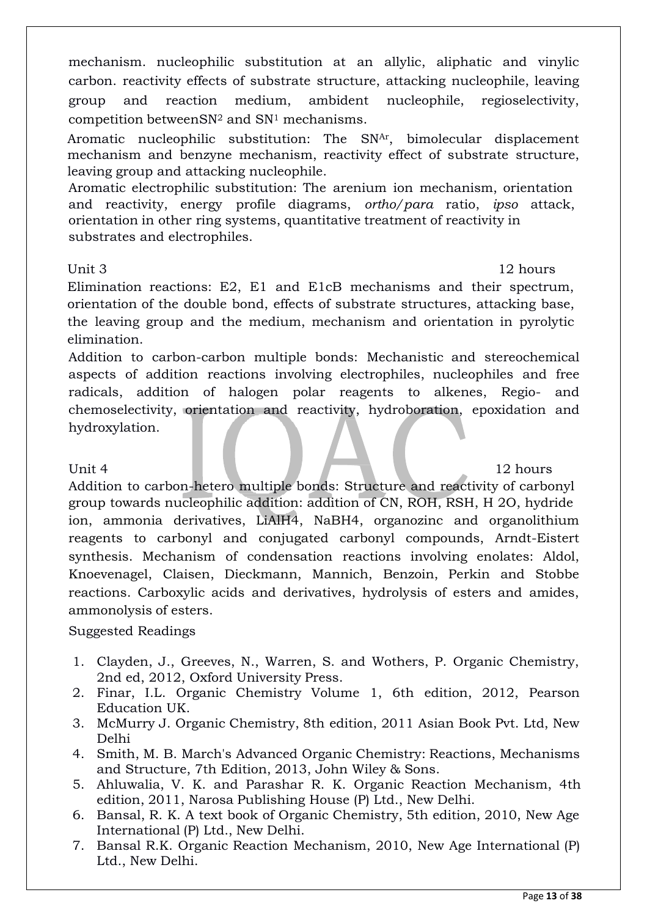mechanism. nucleophilic substitution at an allylic, aliphatic and vinylic carbon. reactivity effects of substrate structure, attacking nucleophile, leaving group and reaction medium, ambident nucleophile, regioselectivity, competition between$SN^2$ and $SN^1$ mechanisms.

Aromatic nucleophilic substitution: The $SN^{Ar}$, bimolecular displacement mechanism and benzyne mechanism, reactivity effect of substrate structure, leaving group and attacking nucleophile.

Aromatic electrophilic substitution: The arenium ion mechanism, orientation and reactivity, energy profile diagrams, *ortho/para* ratio, *ipso* attack, orientation in other ring systems, quantitative treatment of reactivity in substrates and electrophiles.

Unit 3 12 hours

Elimination reactions: E2, E1 and E1cB mechanisms and their spectrum, orientation of the double bond, effects of substrate structures, attacking base, the leaving group and the medium, mechanism and orientation in pyrolytic elimination.

Addition to carbon-carbon multiple bonds: Mechanistic and stereochemical aspects of addition reactions involving electrophiles, nucleophiles and free radicals, addition of halogen polar reagents to alkenes, Regio- and chemoselectivity, orientation and reactivity, hydroboration, epoxidation and hydroxylation.

Unit 4 12 hours

Addition to carbon-hetero multiple bonds: Structure and reactivity of carbonyl group towards nucleophilic addition: addition of CN, ROH, RSH, H 2O, hydride ion, ammonia derivatives, LiAlH4, NaBH4, organozinc and organolithium reagents to carbonyl and conjugated carbonyl compounds, Arndt-Eistert synthesis. Mechanism of condensation reactions involving enolates: Aldol, Knoevenagel, Claisen, Dieckmann, Mannich, Benzoin, Perkin and Stobbe reactions. Carboxylic acids and derivatives, hydrolysis of esters and amides, ammonolysis of esters.

Suggested Readings

1. Clayden, J., Greeves, N., Warren, S. and Wothers, P. Organic Chemistry, 2nd ed, 2012, Oxford University Press.
2. Finar, I.L. Organic Chemistry Volume 1, 6th edition, 2012, Pearson Education UK.
3. McMurry J. Organic Chemistry, 8th edition, 2011 Asian Book Pvt. Ltd, New Delhi
4. Smith, M. B. March's Advanced Organic Chemistry: Reactions, Mechanisms and Structure, 7th Edition, 2013, John Wiley & Sons.
5. Ahluwalia, V. K. and Parashar R. K. Organic Reaction Mechanism, 4th edition, 2011, Narosa Publishing House (P) Ltd., New Delhi.
6. Bansal, R. K. A text book of Organic Chemistry, 5th edition, 2010, New Age International (P) Ltd., New Delhi.
7. Bansal R.K. Organic Reaction Mechanism, 2010, New Age International (P) Ltd., New Delhi.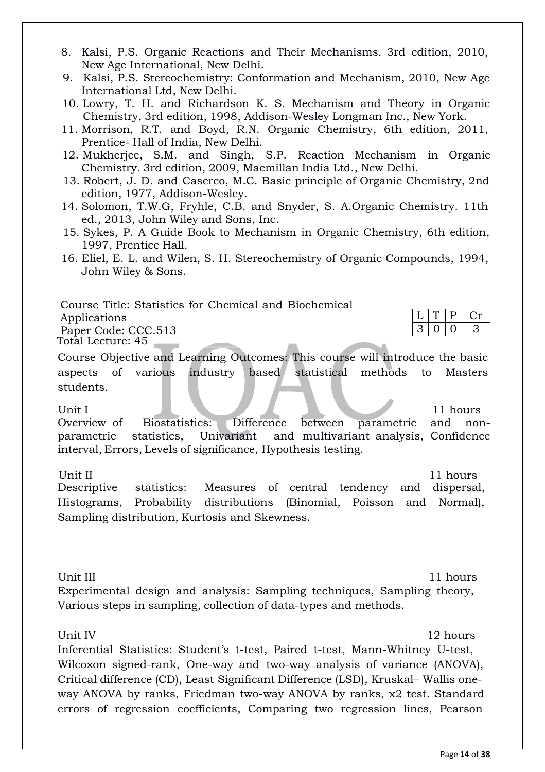8. Kalsi, P.S. Organic Reactions and Their Mechanisms. 3rd edition, 2010, New Age International, New Delhi.
9. Kalsi, P.S. Stereochemistry: Conformation and Mechanism, 2010, New Age International Ltd, New Delhi.
10. Lowry, T. H. and Richardson K. S. Mechanism and Theory in Organic Chemistry, 3rd edition, 1998, Addison-Wesley Longman Inc., New York.
11. Morrison, R.T. and Boyd, R.N. Organic Chemistry, 6th edition, 2011, Prentice- Hall of India, New Delhi.
12. Mukherjee, S.M. and Singh, S.P. Reaction Mechanism in Organic Chemistry. 3rd edition, 2009, Macmillan India Ltd., New Delhi.
13. Robert, J. D. and Casereo, M.C. Basic principle of Organic Chemistry, 2nd edition, 1977, Addison-Wesley.
14. Solomon, T.W.G, Fryhle, C.B. and Snyder, S. A.Organic Chemistry. 11th ed., 2013, John Wiley and Sons, Inc.
15. Sykes, P. A Guide Book to Mechanism in Organic Chemistry, 6th edition, 1997, Prentice Hall.
16. Eliel, E. L. and Wilen, S. H. Stereochemistry of Organic Compounds, 1994, John Wiley & Sons.

Course Title: Statistics for Chemical and Biochemical Applications
Paper Code: CCC.513
Total Lecture: 45

| L | T | P | Cr |
|---|---|---|---|
| 3 | 0 | 0 | 3 |

Course Objective and Learning Outcomes: This course will introduce the basic aspects of various industry based statistical methods to Masters students.

Unit I — 11 hours

Overview of Biostatistics: Difference between parametric and non-parametric statistics, Univariant and multivariant analysis, Confidence interval, Errors, Levels of significance, Hypothesis testing.

Unit II — 11 hours

Descriptive statistics: Measures of central tendency and dispersal, Histograms, Probability distributions (Binomial, Poisson and Normal), Sampling distribution, Kurtosis and Skewness.

Unit III — 11 hours

Experimental design and analysis: Sampling techniques, Sampling theory, Various steps in sampling, collection of data-types and methods.

Unit IV — 12 hours

Inferential Statistics: Student's t-test, Paired t-test, Mann-Whitney U-test, Wilcoxon signed-rank, One-way and two-way analysis of variance (ANOVA), Critical difference (CD), Least Significant Difference (LSD), Kruskal– Wallis one-way ANOVA by ranks, Friedman two-way ANOVA by ranks, $x2$ test. Standard errors of regression coefficients, Comparing two regression lines, Pearson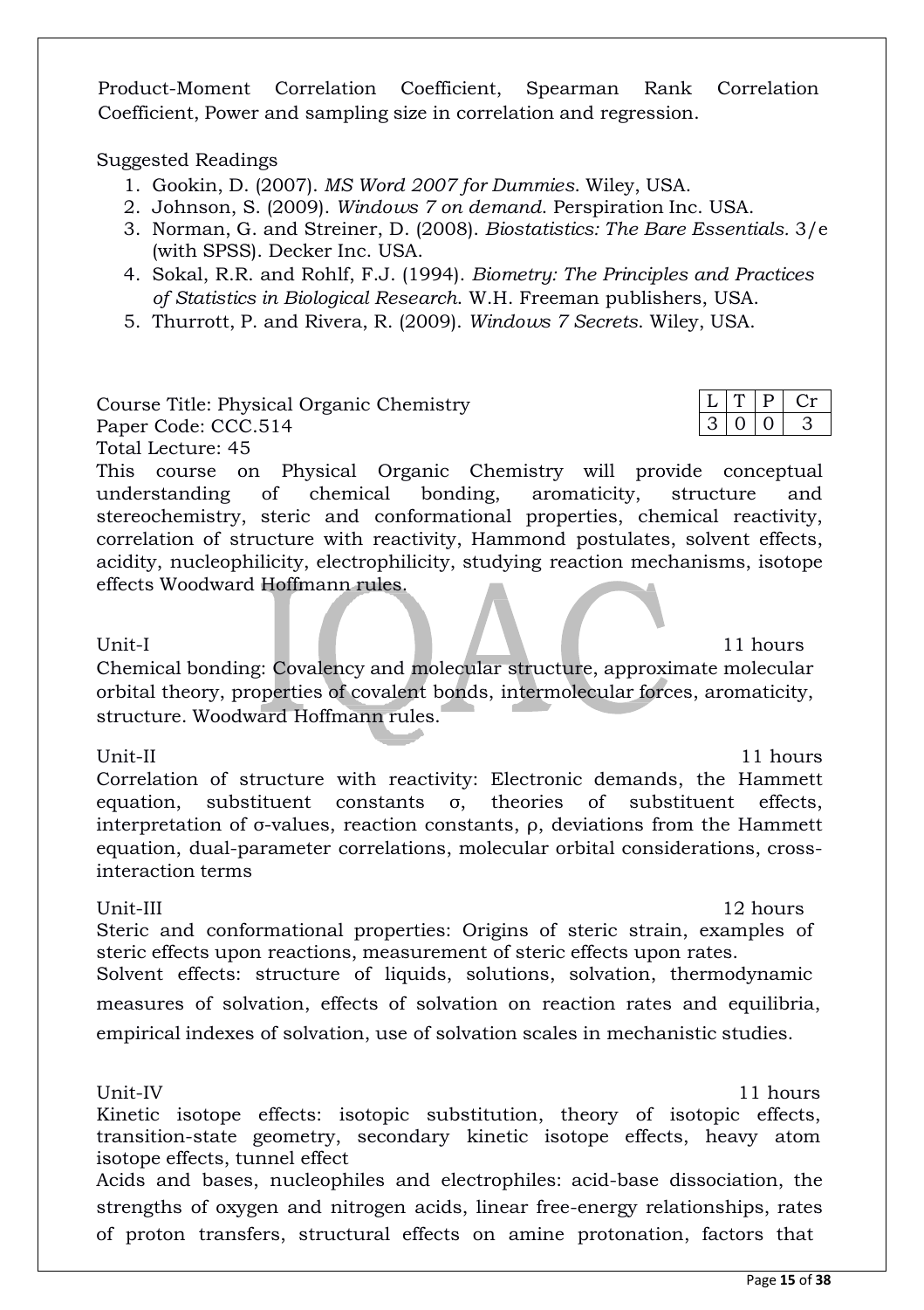Product-Moment Correlation Coefficient, Spearman Rank Correlation Coefficient, Power and sampling size in correlation and regression.

Suggested Readings

1. Gookin, D. (2007). *MS Word 2007 for Dummies*. Wiley, USA.
2. Johnson, S. (2009). *Windows 7 on demand*. Perspiration Inc. USA.
3. Norman, G. and Streiner, D. (2008). *Biostatistics: The Bare Essentials*. 3/e (with SPSS). Decker Inc. USA.
4. Sokal, R.R. and Rohlf, F.J. (1994). *Biometry: The Principles and Practices of Statistics in Biological Research*. W.H. Freeman publishers, USA.
5. Thurrott, P. and Rivera, R. (2009). *Windows 7 Secrets*. Wiley, USA.

Course Title: Physical Organic Chemistry
Paper Code: CCC.514
Total Lecture: 45

| L | T | P | Cr |
|---|---|---|---|
| 3 | 0 | 0 | 3 |

This course on Physical Organic Chemistry will provide conceptual understanding of chemical bonding, aromaticity, structure and stereochemistry, steric and conformational properties, chemical reactivity, correlation of structure with reactivity, Hammond postulates, solvent effects, acidity, nucleophilicity, electrophilicity, studying reaction mechanisms, isotope effects Woodward Hoffmann rules.

Unit-I 11 hours

Chemical bonding: Covalency and molecular structure, approximate molecular orbital theory, properties of covalent bonds, intermolecular forces, aromaticity, structure. Woodward Hoffmann rules.

Unit-II 11 hours

Correlation of structure with reactivity: Electronic demands, the Hammett equation, substituent constants $\sigma$, theories of substituent effects, interpretation of $\sigma$-values, reaction constants, $\rho$, deviations from the Hammett equation, dual-parameter correlations, molecular orbital considerations, cross-interaction terms

Unit-III 12 hours

Steric and conformational properties: Origins of steric strain, examples of steric effects upon reactions, measurement of steric effects upon rates.
Solvent effects: structure of liquids, solutions, solvation, thermodynamic measures of solvation, effects of solvation on reaction rates and equilibria, empirical indexes of solvation, use of solvation scales in mechanistic studies.

Unit-IV 11 hours

Kinetic isotope effects: isotopic substitution, theory of isotopic effects, transition-state geometry, secondary kinetic isotope effects, heavy atom isotope effects, tunnel effect
Acids and bases, nucleophiles and electrophiles: acid-base dissociation, the strengths of oxygen and nitrogen acids, linear free-energy relationships, rates of proton transfers, structural effects on amine protonation, factors that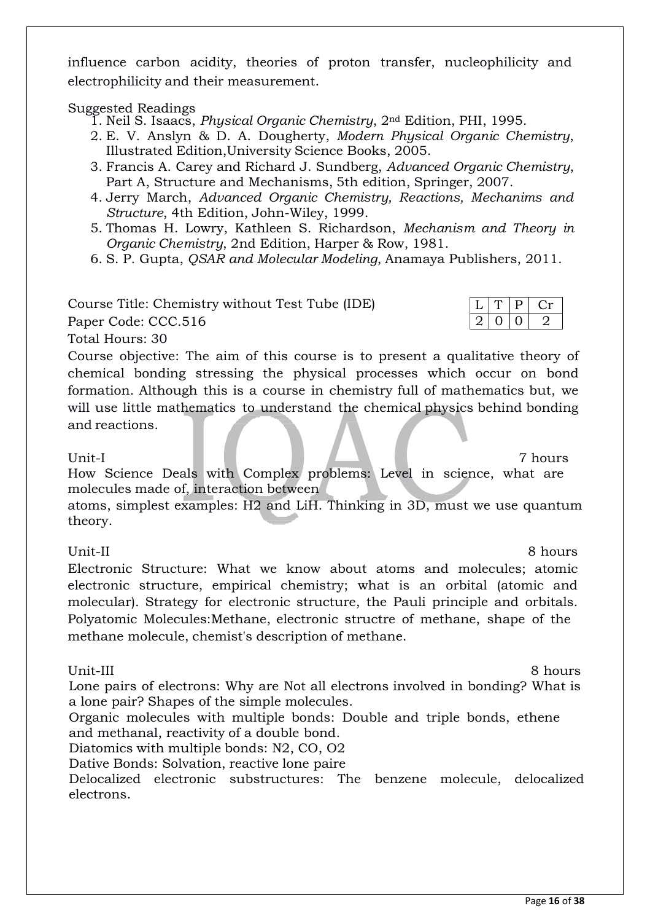influence carbon acidity, theories of proton transfer, nucleophilicity and electrophilicity and their measurement.

Suggested Readings

1. Neil S. Isaacs, *Physical Organic Chemistry*, 2nd Edition, PHI, 1995.
2. E. V. Anslyn & D. A. Dougherty, *Modern Physical Organic Chemistry*, Illustrated Edition,University Science Books, 2005.
3. Francis A. Carey and Richard J. Sundberg, *Advanced Organic Chemistry*, Part A, Structure and Mechanisms, 5th edition, Springer, 2007.
4. Jerry March, *Advanced Organic Chemistry, Reactions, Mechanims and Structure*, 4th Edition, John-Wiley, 1999.
5. Thomas H. Lowry, Kathleen S. Richardson, *Mechanism and Theory in Organic Chemistry*, 2nd Edition, Harper & Row, 1981.
6. S. P. Gupta, *QSAR and Molecular Modeling*, Anamaya Publishers, 2011.

Course Title: Chemistry without Test Tube (IDE)

Paper Code: CCC.516

| L | T | P | Cr |
|---|---|---|---|
| 2 | 0 | 0 | 2 |

Total Hours: 30

Course objective: The aim of this course is to present a qualitative theory of chemical bonding stressing the physical processes which occur on bond formation. Although this is a course in chemistry full of mathematics but, we will use little mathematics to understand the chemical physics behind bonding and reactions.

Unit-I 7 hours

How Science Deals with Complex problems: Level in science, what are molecules made of, interaction between atoms, simplest examples: H2 and LiH. Thinking in 3D, must we use quantum theory.

Unit-II 8 hours

Electronic Structure: What we know about atoms and molecules; atomic electronic structure, empirical chemistry; what is an orbital (atomic and molecular). Strategy for electronic structure, the Pauli principle and orbitals. Polyatomic Molecules:Methane, electronic structre of methane, shape of the methane molecule, chemist's description of methane.

Unit-III 8 hours

Lone pairs of electrons: Why are Not all electrons involved in bonding? What is a lone pair? Shapes of the simple molecules.

Organic molecules with multiple bonds: Double and triple bonds, ethene and methanal, reactivity of a double bond.

Diatomics with multiple bonds: N2, CO, O2

Dative Bonds: Solvation, reactive lone paire

Delocalized electronic substructures: The benzene molecule, delocalized electrons.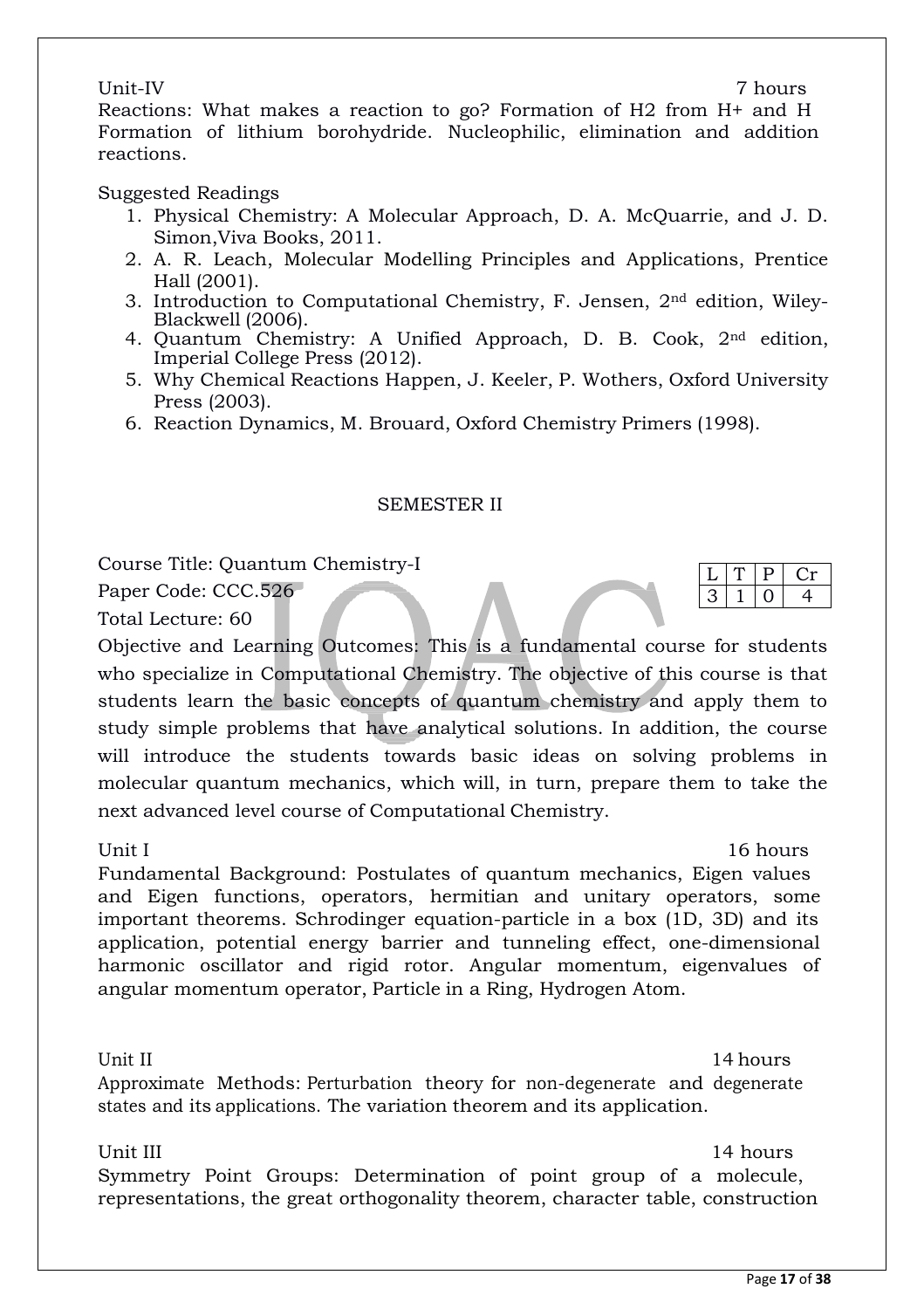Unit-IV 7 hours

Reactions: What makes a reaction to go? Formation of H2 from H+ and H Formation of lithium borohydride. Nucleophilic, elimination and addition reactions.

Suggested Readings

1. Physical Chemistry: A Molecular Approach, D. A. McQuarrie, and J. D. Simon,Viva Books, 2011.
2. A. R. Leach, Molecular Modelling Principles and Applications, Prentice Hall (2001).
3. Introduction to Computational Chemistry, F. Jensen, 2nd edition, Wiley-Blackwell (2006).
4. Quantum Chemistry: A Unified Approach, D. B. Cook, 2nd edition, Imperial College Press (2012).
5. Why Chemical Reactions Happen, J. Keeler, P. Wothers, Oxford University Press (2003).
6. Reaction Dynamics, M. Brouard, Oxford Chemistry Primers (1998).

## SEMESTER II

Course Title: Quantum Chemistry-I

Paper Code: CCC.526

Total Lecture: 60

| L | T | P | Cr |
|---|---|---|---|
| 3 | 1 | 0 | 4 |

Objective and Learning Outcomes: This is a fundamental course for students who specialize in Computational Chemistry. The objective of this course is that students learn the basic concepts of quantum chemistry and apply them to study simple problems that have analytical solutions. In addition, the course will introduce the students towards basic ideas on solving problems in molecular quantum mechanics, which will, in turn, prepare them to take the next advanced level course of Computational Chemistry.

Unit I 16 hours

Fundamental Background: Postulates of quantum mechanics, Eigen values and Eigen functions, operators, hermitian and unitary operators, some important theorems. Schrodinger equation-particle in a box (1D, 3D) and its application, potential energy barrier and tunneling effect, one-dimensional harmonic oscillator and rigid rotor. Angular momentum, eigenvalues of angular momentum operator, Particle in a Ring, Hydrogen Atom.

Unit II 14 hours

Approximate Methods: Perturbation theory for non-degenerate and degenerate states and its applications. The variation theorem and its application.

Unit III 14 hours

Symmetry Point Groups: Determination of point group of a molecule, representations, the great orthogonality theorem, character table, construction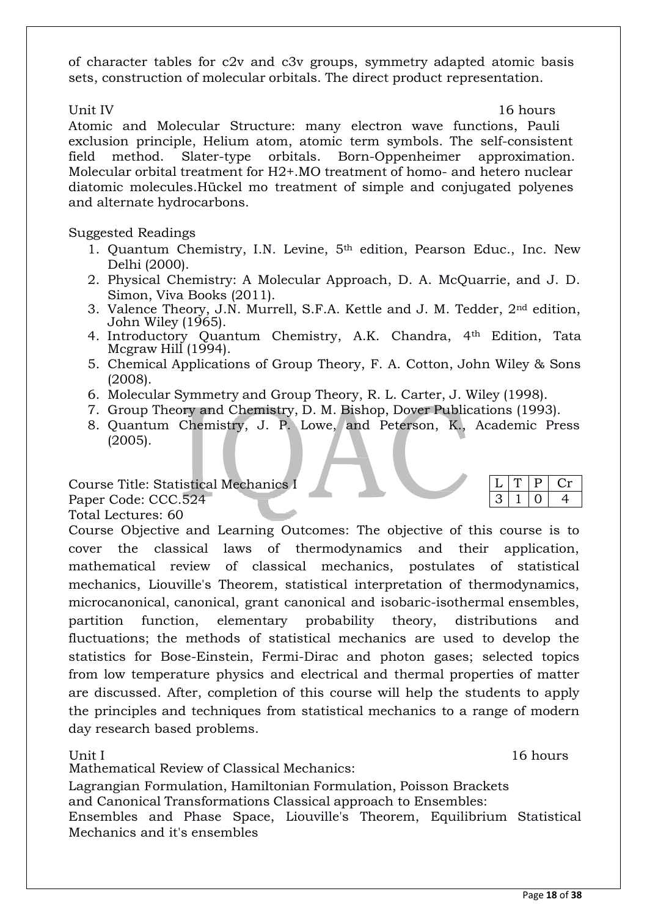of character tables for c2v and c3v groups, symmetry adapted atomic basis sets, construction of molecular orbitals. The direct product representation.

Unit IV 16 hours

Atomic and Molecular Structure: many electron wave functions, Pauli exclusion principle, Helium atom, atomic term symbols. The self-consistent field method. Slater-type orbitals. Born-Oppenheimer approximation. Molecular orbital treatment for $H_2^+$.MO treatment of homo- and hetero nuclear diatomic molecules.Hückel mo treatment of simple and conjugated polyenes and alternate hydrocarbons.

Suggested Readings

1. Quantum Chemistry, I.N. Levine, 5th edition, Pearson Educ., Inc. New Delhi (2000).
2. Physical Chemistry: A Molecular Approach, D. A. McQuarrie, and J. D. Simon, Viva Books (2011).
3. Valence Theory, J.N. Murrell, S.F.A. Kettle and J. M. Tedder, 2nd edition, John Wiley (1965).
4. Introductory Quantum Chemistry, A.K. Chandra, 4th Edition, Tata Mcgraw Hill (1994).
5. Chemical Applications of Group Theory, F. A. Cotton, John Wiley & Sons (2008).
6. Molecular Symmetry and Group Theory, R. L. Carter, J. Wiley (1998).
7. Group Theory and Chemistry, D. M. Bishop, Dover Publications (1993).
8. Quantum Chemistry, J. P. Lowe, and Peterson, K., Academic Press (2005).

Course Title: Statistical Mechanics I
Paper Code: CCC.524
Total Lectures: 60

| L | T | P | Cr |
|---|---|---|---|
| 3 | 1 | 0 | 4 |

Course Objective and Learning Outcomes: The objective of this course is to cover the classical laws of thermodynamics and their application, mathematical review of classical mechanics, postulates of statistical mechanics, Liouville's Theorem, statistical interpretation of thermodynamics, microcanonical, canonical, grant canonical and isobaric-isothermal ensembles, partition function, elementary probability theory, distributions and fluctuations; the methods of statistical mechanics are used to develop the statistics for Bose-Einstein, Fermi-Dirac and photon gases; selected topics from low temperature physics and electrical and thermal properties of matter are discussed. After, completion of this course will help the students to apply the principles and techniques from statistical mechanics to a range of modern day research based problems.

Unit I 16 hours

Mathematical Review of Classical Mechanics:

Lagrangian Formulation, Hamiltonian Formulation, Poisson Brackets and Canonical Transformations Classical approach to Ensembles:

Ensembles and Phase Space, Liouville's Theorem, Equilibrium Statistical Mechanics and it's ensembles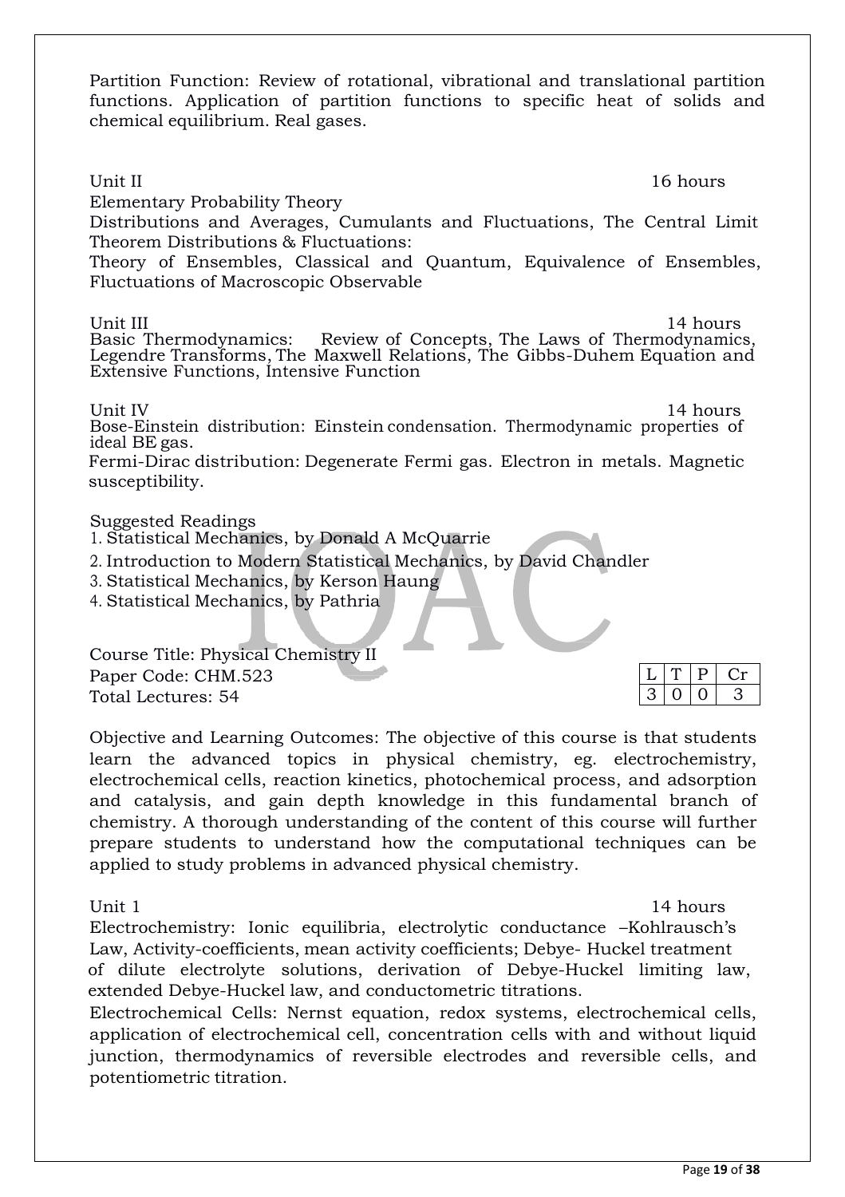Partition Function: Review of rotational, vibrational and translational partition functions. Application of partition functions to specific heat of solids and chemical equilibrium. Real gases.

**Unit II** 16 hours

Elementary Probability Theory

Distributions and Averages, Cumulants and Fluctuations, The Central Limit Theorem Distributions & Fluctuations:

Theory of Ensembles, Classical and Quantum, Equivalence of Ensembles, Fluctuations of Macroscopic Observable

**Unit III** 14 hours

Basic Thermodynamics: Review of Concepts, The Laws of Thermodynamics, Legendre Transforms, The Maxwell Relations, The Gibbs-Duhem Equation and Extensive Functions, Intensive Function

**Unit IV** 14 hours

Bose-Einstein distribution: Einstein condensation. Thermodynamic properties of ideal BE gas.

Fermi-Dirac distribution: Degenerate Fermi gas. Electron in metals. Magnetic susceptibility.

**Suggested Readings**

1. Statistical Mechanics, by Donald A McQuarrie
2. Introduction to Modern Statistical Mechanics, by David Chandler
3. Statistical Mechanics, by Kerson Haung
4. Statistical Mechanics, by Pathria

Course Title: Physical Chemistry II

Paper Code: CHM.523

Total Lectures: 54

| L | T | P | Cr |
|---|---|---|---|
| 3 | 0 | 0 | 3 |

Objective and Learning Outcomes: The objective of this course is that students learn the advanced topics in physical chemistry, eg. electrochemistry, electrochemical cells, reaction kinetics, photochemical process, and adsorption and catalysis, and gain depth knowledge in this fundamental branch of chemistry. A thorough understanding of the content of this course will further prepare students to understand how the computational techniques can be applied to study problems in advanced physical chemistry.

**Unit 1** 14 hours

Electrochemistry: Ionic equilibria, electrolytic conductance –Kohlrausch's Law, Activity-coefficients, mean activity coefficients; Debye- Huckel treatment of dilute electrolyte solutions, derivation of Debye-Huckel limiting law, extended Debye-Huckel law, and conductometric titrations.

Electrochemical Cells: Nernst equation, redox systems, electrochemical cells, application of electrochemical cell, concentration cells with and without liquid junction, thermodynamics of reversible electrodes and reversible cells, and potentiometric titration.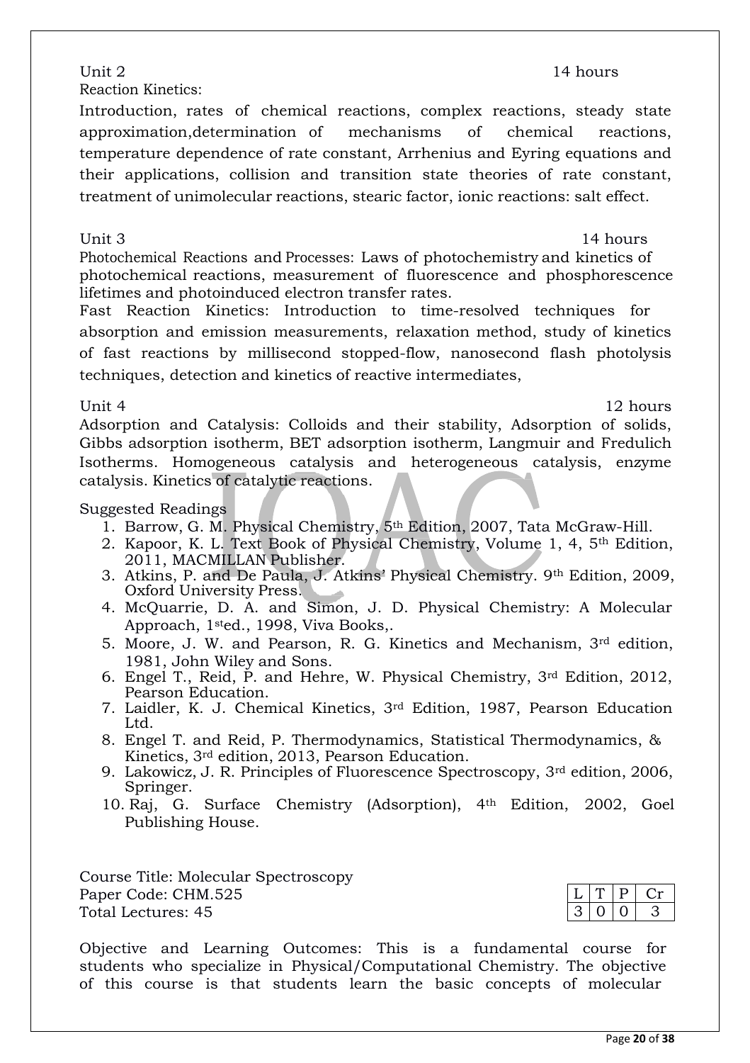Unit 2 14 hours

Reaction Kinetics:

Introduction, rates of chemical reactions, complex reactions, steady state approximation,determination of mechanisms of chemical reactions, temperature dependence of rate constant, Arrhenius and Eyring equations and their applications, collision and transition state theories of rate constant, treatment of unimolecular reactions, stearic factor, ionic reactions: salt effect.

Unit 3 14 hours

Photochemical Reactions and Processes: Laws of photochemistry and kinetics of photochemical reactions, measurement of fluorescence and phosphorescence lifetimes and photoinduced electron transfer rates.

Fast Reaction Kinetics: Introduction to time-resolved techniques for absorption and emission measurements, relaxation method, study of kinetics of fast reactions by millisecond stopped-flow, nanosecond flash photolysis techniques, detection and kinetics of reactive intermediates,

Unit 4 12 hours

Adsorption and Catalysis: Colloids and their stability, Adsorption of solids, Gibbs adsorption isotherm, BET adsorption isotherm, Langmuir and Fredulich Isotherms. Homogeneous catalysis and heterogeneous catalysis, enzyme catalysis. Kinetics of catalytic reactions.

Suggested Readings

1. Barrow, G. M. Physical Chemistry, 5th Edition, 2007, Tata McGraw-Hill.
2. Kapoor, K. L. Text Book of Physical Chemistry, Volume 1, 4, 5th Edition, 2011, MACMILLAN Publisher.
3. Atkins, P. and De Paula, J. Atkins' Physical Chemistry. 9th Edition, 2009, Oxford University Press.
4. McQuarrie, D. A. and Simon, J. D. Physical Chemistry: A Molecular Approach, 1sted., 1998, Viva Books,.
5. Moore, J. W. and Pearson, R. G. Kinetics and Mechanism, 3rd edition, 1981, John Wiley and Sons.
6. Engel T., Reid, P. and Hehre, W. Physical Chemistry, 3rd Edition, 2012, Pearson Education.
7. Laidler, K. J. Chemical Kinetics, 3rd Edition, 1987, Pearson Education Ltd.
8. Engel T. and Reid, P. Thermodynamics, Statistical Thermodynamics, & Kinetics, 3rd edition, 2013, Pearson Education.
9. Lakowicz, J. R. Principles of Fluorescence Spectroscopy, 3rd edition, 2006, Springer.
10. Raj, G. Surface Chemistry (Adsorption), 4th Edition, 2002, Goel Publishing House.

Course Title: Molecular Spectroscopy
Paper Code: CHM.525
Total Lectures: 45

| L | T | P | Cr |
|---|---|---|---|
| 3 | 0 | 0 | 3 |

Objective and Learning Outcomes: This is a fundamental course for students who specialize in Physical/Computational Chemistry. The objective of this course is that students learn the basic concepts of molecular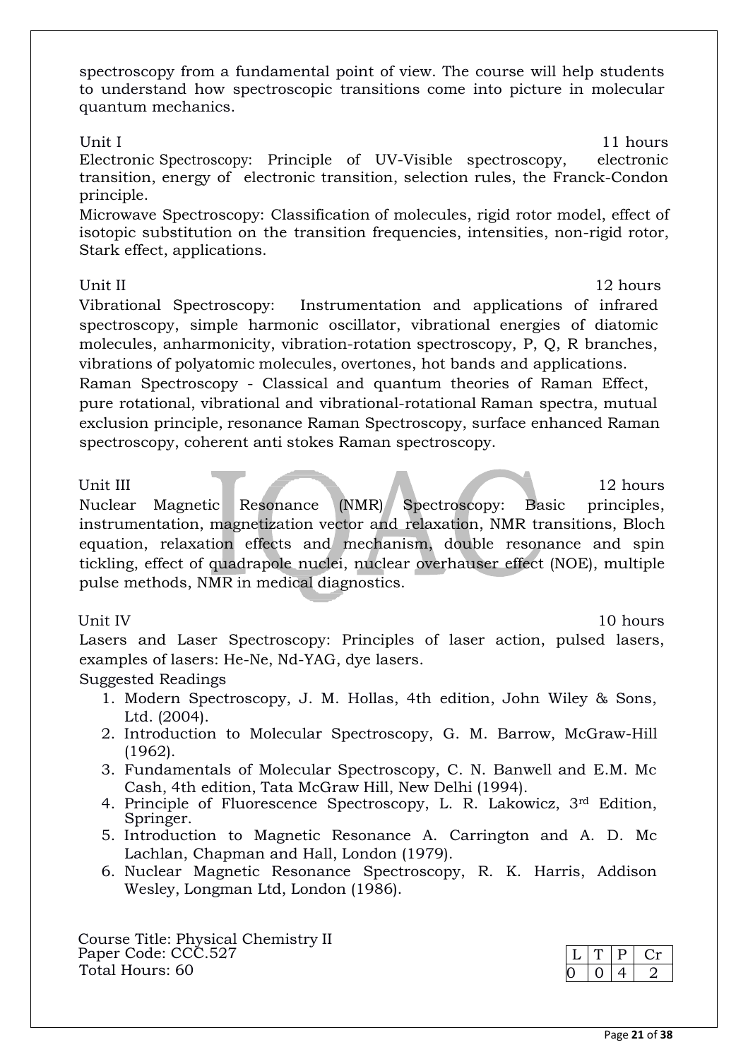spectroscopy from a fundamental point of view. The course will help students to understand how spectroscopic transitions come into picture in molecular quantum mechanics.

**Unit I** — 11 hours

Electronic Spectroscopy: Principle of UV-Visible spectroscopy, electronic transition, energy of electronic transition, selection rules, the Franck-Condon principle.

Microwave Spectroscopy: Classification of molecules, rigid rotor model, effect of isotopic substitution on the transition frequencies, intensities, non-rigid rotor, Stark effect, applications.

**Unit II** — 12 hours

Vibrational Spectroscopy: Instrumentation and applications of infrared spectroscopy, simple harmonic oscillator, vibrational energies of diatomic molecules, anharmonicity, vibration-rotation spectroscopy, P, Q, R branches, vibrations of polyatomic molecules, overtones, hot bands and applications.

Raman Spectroscopy - Classical and quantum theories of Raman Effect, pure rotational, vibrational and vibrational-rotational Raman spectra, mutual exclusion principle, resonance Raman Spectroscopy, surface enhanced Raman spectroscopy, coherent anti stokes Raman spectroscopy.

**Unit III** — 12 hours

Nuclear Magnetic Resonance (NMR) Spectroscopy: Basic principles, instrumentation, magnetization vector and relaxation, NMR transitions, Bloch equation, relaxation effects and mechanism, double resonance and spin tickling, effect of quadrapole nuclei, nuclear overhauser effect (NOE), multiple pulse methods, NMR in medical diagnostics.

**Unit IV** — 10 hours

Lasers and Laser Spectroscopy: Principles of laser action, pulsed lasers, examples of lasers: He-Ne, Nd-YAG, dye lasers.

Suggested Readings

1. Modern Spectroscopy, J. M. Hollas, 4th edition, John Wiley & Sons, Ltd. (2004).
2. Introduction to Molecular Spectroscopy, G. M. Barrow, McGraw-Hill (1962).
3. Fundamentals of Molecular Spectroscopy, C. N. Banwell and E.M. Mc Cash, 4th edition, Tata McGraw Hill, New Delhi (1994).
4. Principle of Fluorescence Spectroscopy, L. R. Lakowicz, 3rd Edition, Springer.
5. Introduction to Magnetic Resonance A. Carrington and A. D. Mc Lachlan, Chapman and Hall, London (1979).
6. Nuclear Magnetic Resonance Spectroscopy, R. K. Harris, Addison Wesley, Longman Ltd, London (1986).

Course Title: Physical Chemistry II
Paper Code: CCC.527
Total Hours: 60

| L | T | P | Cr |
|---|---|---|---|
| 0 | 0 | 4 | 2 |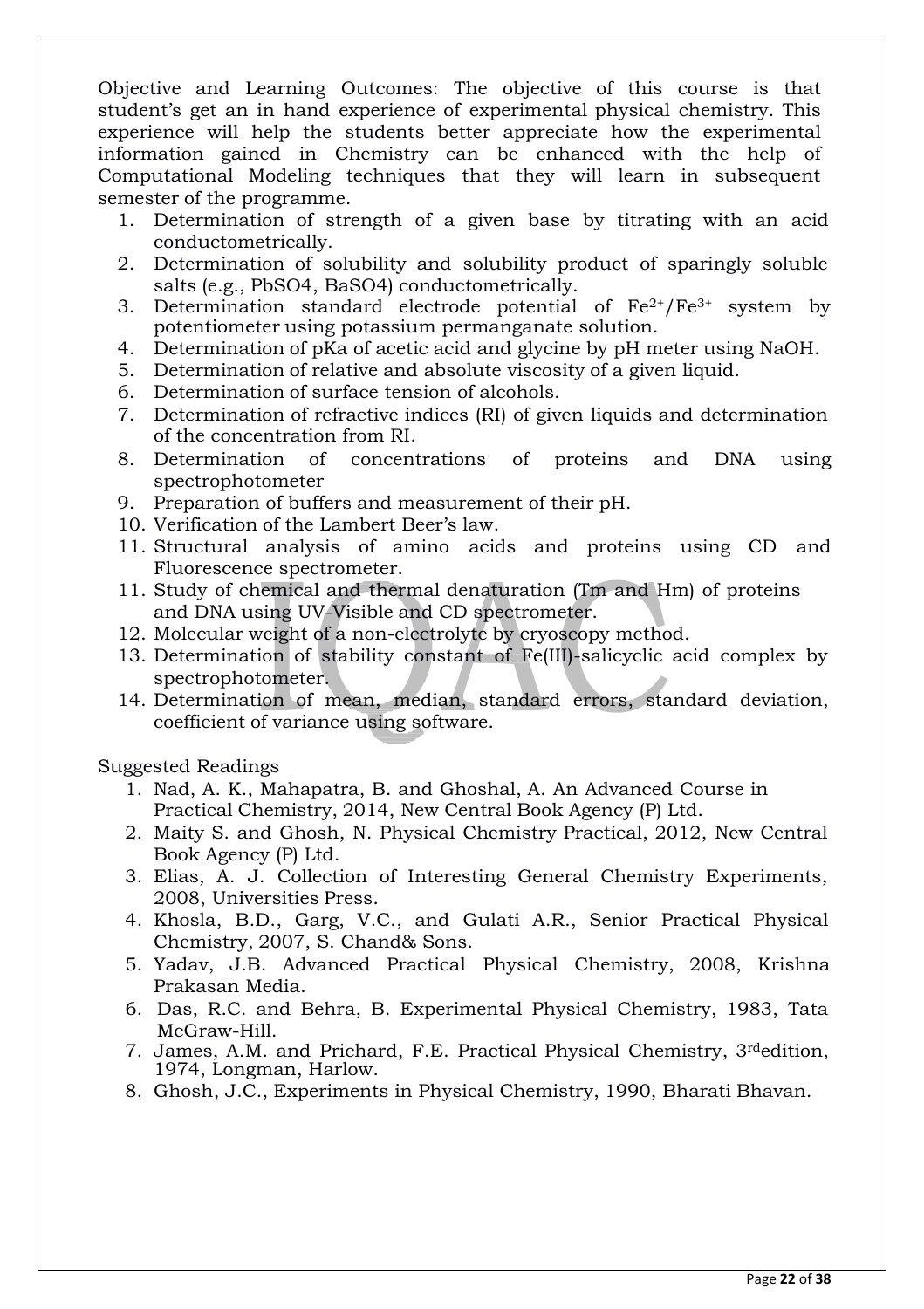Objective and Learning Outcomes: The objective of this course is that student's get an in hand experience of experimental physical chemistry. This experience will help the students better appreciate how the experimental information gained in Chemistry can be enhanced with the help of Computational Modeling techniques that they will learn in subsequent semester of the programme.

1. Determination of strength of a given base by titrating with an acid conductometrically.
2. Determination of solubility and solubility product of sparingly soluble salts (e.g., PbSO4, BaSO4) conductometrically.
3. Determination standard electrode potential of $Fe^{2+}/Fe^{3+}$ system by potentiometer using potassium permanganate solution.
4. Determination of pKa of acetic acid and glycine by pH meter using NaOH.
5. Determination of relative and absolute viscosity of a given liquid.
6. Determination of surface tension of alcohols.
7. Determination of refractive indices (RI) of given liquids and determination of the concentration from RI.
8. Determination of concentrations of proteins and DNA using spectrophotometer
9. Preparation of buffers and measurement of their pH.
10. Verification of the Lambert Beer's law.
11. Structural analysis of amino acids and proteins using CD and Fluorescence spectrometer.
11. Study of chemical and thermal denaturation (Tm and Hm) of proteins and DNA using UV-Visible and CD spectrometer.
12. Molecular weight of a non-electrolyte by cryoscopy method.
13. Determination of stability constant of Fe(III)-salicyclic acid complex by spectrophotometer.
14. Determination of mean, median, standard errors, standard deviation, coefficient of variance using software.

Suggested Readings

1. Nad, A. K., Mahapatra, B. and Ghoshal, A. An Advanced Course in Practical Chemistry, 2014, New Central Book Agency (P) Ltd.
2. Maity S. and Ghosh, N. Physical Chemistry Practical, 2012, New Central Book Agency (P) Ltd.
3. Elias, A. J. Collection of Interesting General Chemistry Experiments, 2008, Universities Press.
4. Khosla, B.D., Garg, V.C., and Gulati A.R., Senior Practical Physical Chemistry, 2007, S. Chand& Sons.
5. Yadav, J.B. Advanced Practical Physical Chemistry, 2008, Krishna Prakasan Media.
6. Das, R.C. and Behra, B. Experimental Physical Chemistry, 1983, Tata McGraw-Hill.
7. James, A.M. and Prichard, F.E. Practical Physical Chemistry, 3rdedition, 1974, Longman, Harlow.
8. Ghosh, J.C., Experiments in Physical Chemistry, 1990, Bharati Bhavan.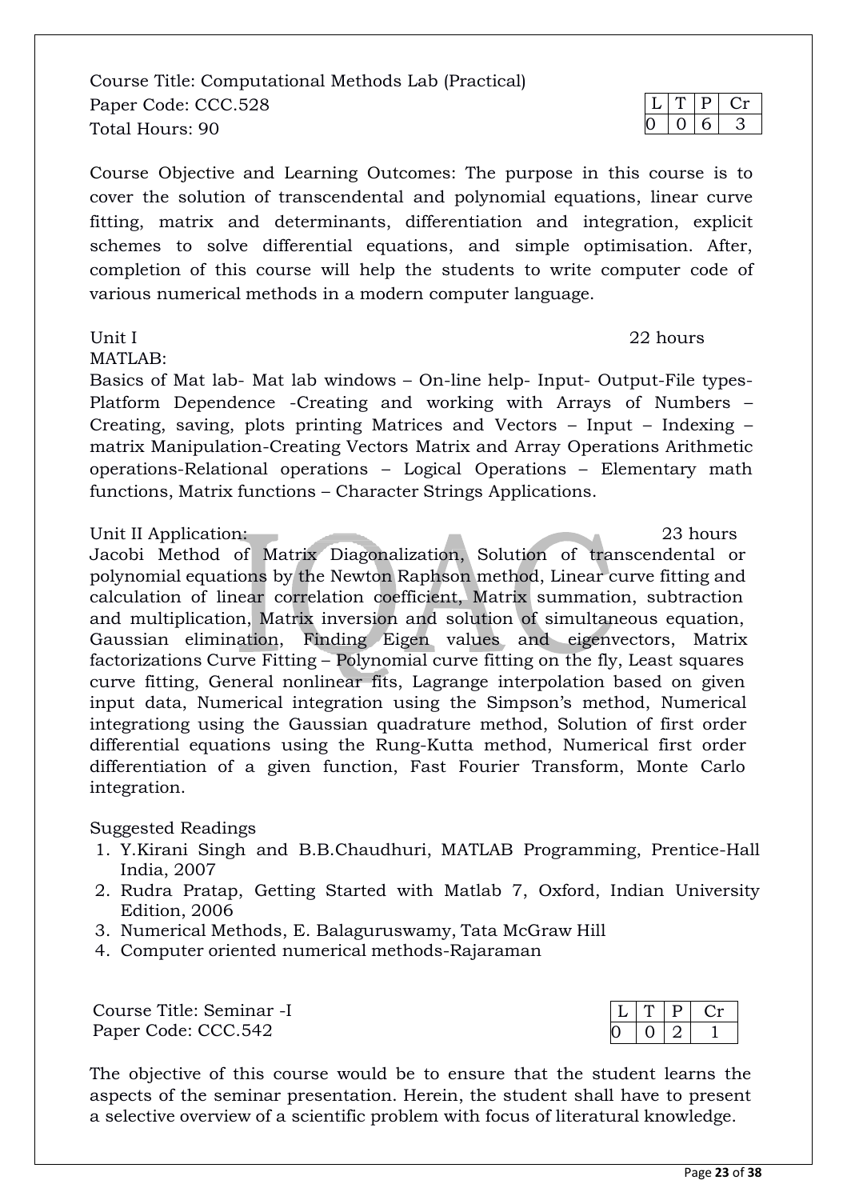Course Title: Computational Methods Lab (Practical)
Paper Code: CCC.528
Total Hours: 90

| L | T | P | Cr |
|---|---|---|---|
| 0 | 0 | 6 | 3 |

Course Objective and Learning Outcomes: The purpose in this course is to cover the solution of transcendental and polynomial equations, linear curve fitting, matrix and determinants, differentiation and integration, explicit schemes to solve differential equations, and simple optimisation. After, completion of this course will help the students to write computer code of various numerical methods in a modern computer language.

Unit I 22 hours

MATLAB:

Basics of Mat lab- Mat lab windows – On-line help- Input- Output-File types-Platform Dependence -Creating and working with Arrays of Numbers – Creating, saving, plots printing Matrices and Vectors – Input – Indexing – matrix Manipulation-Creating Vectors Matrix and Array Operations Arithmetic operations-Relational operations – Logical Operations – Elementary math functions, Matrix functions – Character Strings Applications.

Unit II Application: 23 hours

Jacobi Method of Matrix Diagonalization, Solution of transcendental or polynomial equations by the Newton Raphson method, Linear curve fitting and calculation of linear correlation coefficient, Matrix summation, subtraction and multiplication, Matrix inversion and solution of simultaneous equation, Gaussian elimination, Finding Eigen values and eigenvectors, Matrix factorizations Curve Fitting – Polynomial curve fitting on the fly, Least squares curve fitting, General nonlinear fits, Lagrange interpolation based on given input data, Numerical integration using the Simpson's method, Numerical integrationg using the Gaussian quadrature method, Solution of first order differential equations using the Rung-Kutta method, Numerical first order differentiation of a given function, Fast Fourier Transform, Monte Carlo integration.

Suggested Readings

1. Y.Kirani Singh and B.B.Chaudhuri, MATLAB Programming, Prentice-Hall India, 2007
2. Rudra Pratap, Getting Started with Matlab 7, Oxford, Indian University Edition, 2006
3. Numerical Methods, E. Balaguruswamy, Tata McGraw Hill
4. Computer oriented numerical methods-Rajaraman

Course Title: Seminar -I
Paper Code: CCC.542

| L | T | P | Cr |
|---|---|---|---|
| 0 | 0 | 2 | 1 |

The objective of this course would be to ensure that the student learns the aspects of the seminar presentation. Herein, the student shall have to present a selective overview of a scientific problem with focus of literatural knowledge.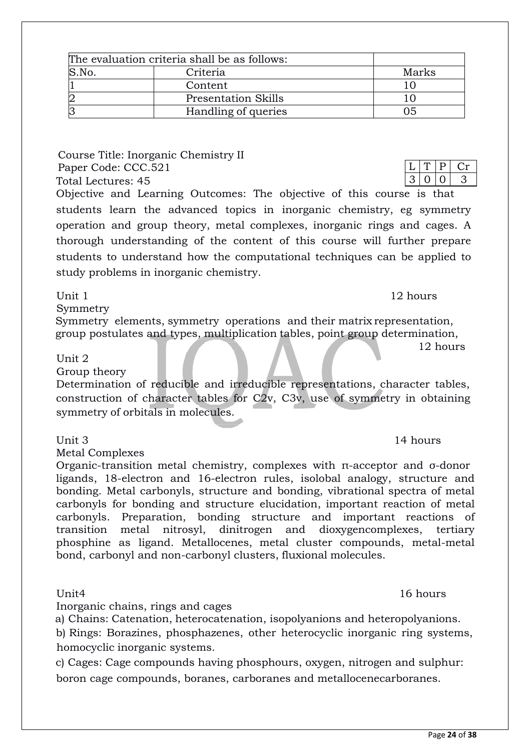| The evaluation criteria shall be as follows: | | |
|---|---|---|
| S.No. | Criteria | Marks |
| 1 | Content | 10 |
| 2 | Presentation Skills | 10 |
| 3 | Handling of queries | 05 |

Course Title: Inorganic Chemistry II
Paper Code: CCC.521
Total Lectures: 45

| L | T | P | Cr |
|---|---|---|---|
| 3 | 0 | 0 | 3 |

Objective and Learning Outcomes: The objective of this course is that students learn the advanced topics in inorganic chemistry, eg symmetry operation and group theory, metal complexes, inorganic rings and cages. A thorough understanding of the content of this course will further prepare students to understand how the computational techniques can be applied to study problems in inorganic chemistry.

Unit 1 — 12 hours

Symmetry

Symmetry elements, symmetry operations and their matrix representation, group postulates and types, multiplication tables, point group determination,

Unit 2 — 12 hours

Group theory

Determination of reducible and irreducible representations, character tables, construction of character tables for C2v, C3v, use of symmetry in obtaining symmetry of orbitals in molecules.

Unit 3 — 14 hours

Metal Complexes

Organic-transition metal chemistry, complexes with π-acceptor and σ-donor ligands, 18-electron and 16-electron rules, isolobal analogy, structure and bonding. Metal carbonyls, structure and bonding, vibrational spectra of metal carbonyls for bonding and structure elucidation, important reaction of metal carbonyls. Preparation, bonding structure and important reactions of transition metal nitrosyl, dinitrogen and dioxygencomplexes, tertiary phosphine as ligand. Metallocenes, metal cluster compounds, metal-metal bond, carbonyl and non-carbonyl clusters, fluxional molecules.

Unit4 — 16 hours

Inorganic chains, rings and cages

a) Chains: Catenation, heterocatenation, isopolyanions and heteropolyanions.

b) Rings: Borazines, phosphazenes, other heterocyclic inorganic ring systems, homocyclic inorganic systems.

c) Cages: Cage compounds having phosphours, oxygen, nitrogen and sulphur: boron cage compounds, boranes, carboranes and metallocenecarboranes.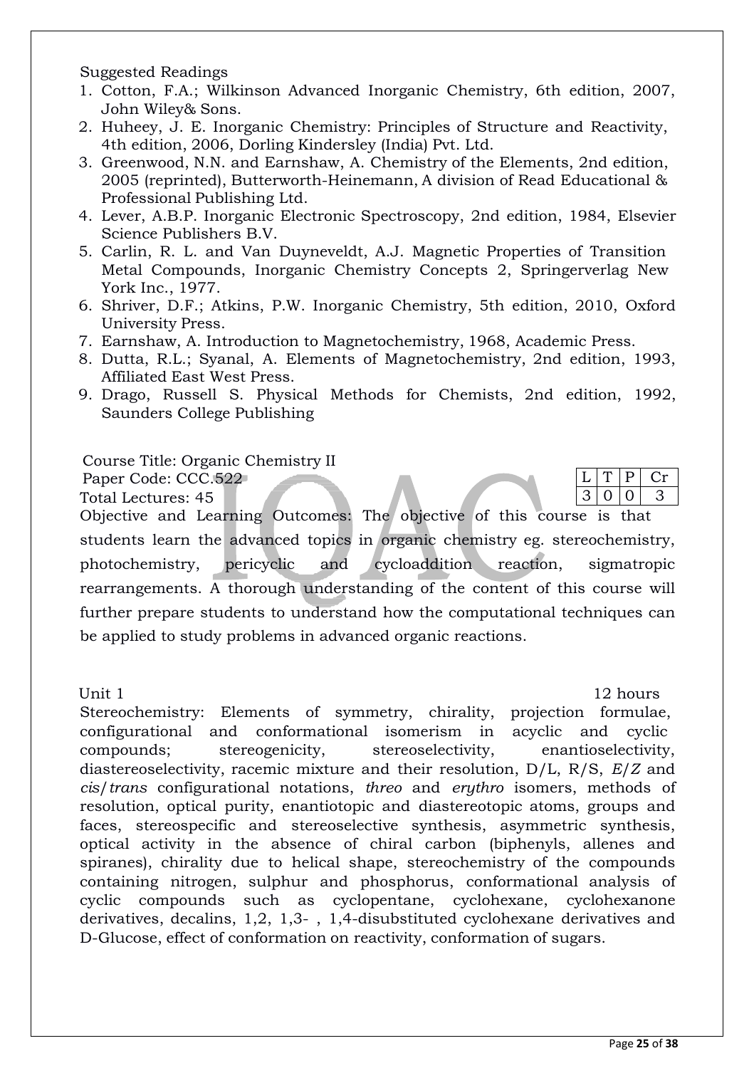Suggested Readings

1. Cotton, F.A.; Wilkinson Advanced Inorganic Chemistry, 6th edition, 2007, John Wiley& Sons.
2. Huheey, J. E. Inorganic Chemistry: Principles of Structure and Reactivity, 4th edition, 2006, Dorling Kindersley (India) Pvt. Ltd.
3. Greenwood, N.N. and Earnshaw, A. Chemistry of the Elements, 2nd edition, 2005 (reprinted), Butterworth-Heinemann, A division of Read Educational & Professional Publishing Ltd.
4. Lever, A.B.P. Inorganic Electronic Spectroscopy, 2nd edition, 1984, Elsevier Science Publishers B.V.
5. Carlin, R. L. and Van Duyneveldt, A.J. Magnetic Properties of Transition Metal Compounds, Inorganic Chemistry Concepts 2, Springerverlag New York Inc., 1977.
6. Shriver, D.F.; Atkins, P.W. Inorganic Chemistry, 5th edition, 2010, Oxford University Press.
7. Earnshaw, A. Introduction to Magnetochemistry, 1968, Academic Press.
8. Dutta, R.L.; Syanal, A. Elements of Magnetochemistry, 2nd edition, 1993, Affiliated East West Press.
9. Drago, Russell S. Physical Methods for Chemists, 2nd edition, 1992, Saunders College Publishing

Course Title: Organic Chemistry II
Paper Code: CCC.522
Total Lectures: 45

| L | T | P | Cr |
|---|---|---|---|
| 3 | 0 | 0 | 3 |

Objective and Learning Outcomes: The objective of this course is that students learn the advanced topics in organic chemistry eg. stereochemistry, photochemistry, pericyclic and cycloaddition reaction, sigmatropic rearrangements. A thorough understanding of the content of this course will further prepare students to understand how the computational techniques can be applied to study problems in advanced organic reactions.

Unit 1 12 hours

Stereochemistry: Elements of symmetry, chirality, projection formulae, configurational and conformational isomerism in acyclic and cyclic compounds; stereogenicity, stereoselectivity, enantioselectivity, diastereoselectivity, racemic mixture and their resolution, D/L, R/S, *E*/*Z* and *cis*/*trans* configurational notations, *threo* and *erythro* isomers, methods of resolution, optical purity, enantiotopic and diastereotopic atoms, groups and faces, stereospecific and stereoselective synthesis, asymmetric synthesis, optical activity in the absence of chiral carbon (biphenyls, allenes and spiranes), chirality due to helical shape, stereochemistry of the compounds containing nitrogen, sulphur and phosphorus, conformational analysis of cyclic compounds such as cyclopentane, cyclohexane, cyclohexanone derivatives, decalins, 1,2, 1,3- , 1,4-disubstituted cyclohexane derivatives and D-Glucose, effect of conformation on reactivity, conformation of sugars.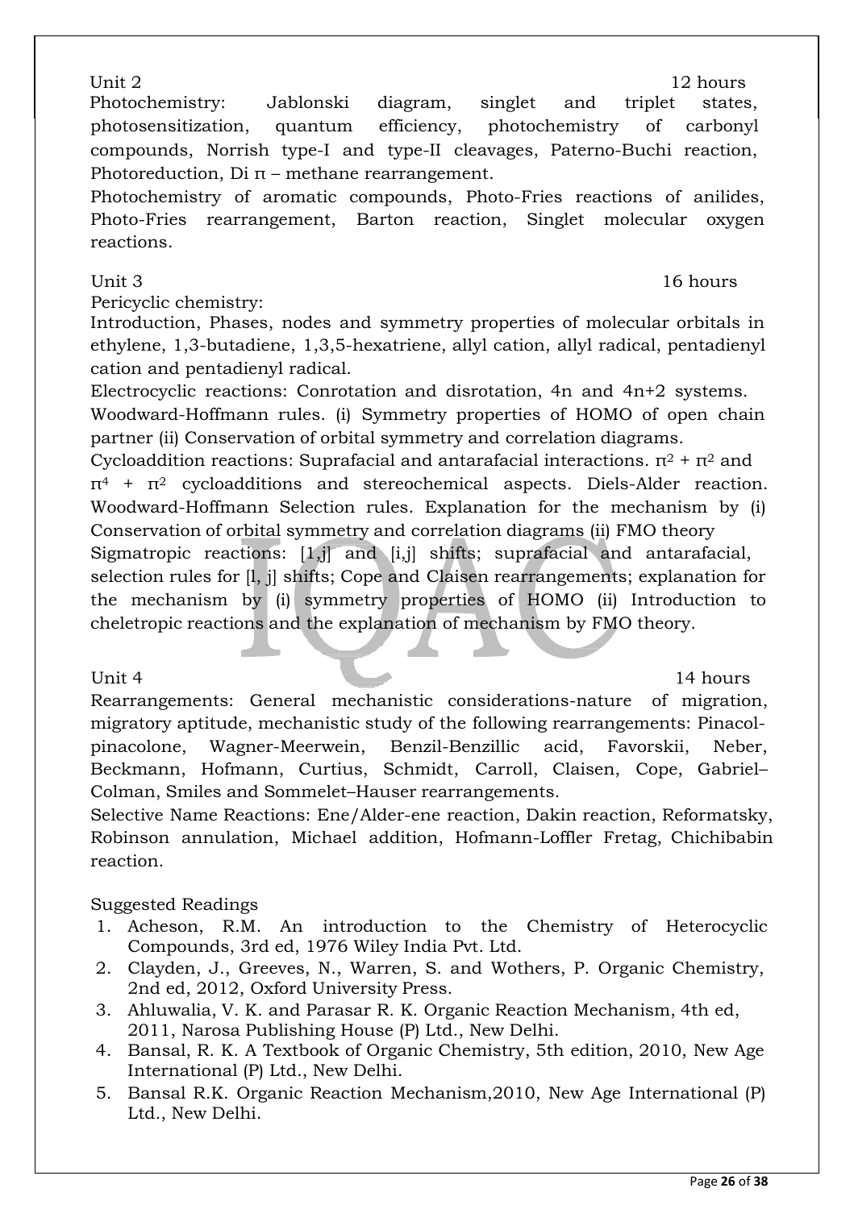Unit 2 12 hours

Photochemistry: Jablonski diagram, singlet and triplet states, photosensitization, quantum efficiency, photochemistry of carbonyl compounds, Norrish type-I and type-II cleavages, Paterno-Buchi reaction, Photoreduction, Di π – methane rearrangement.

Photochemistry of aromatic compounds, Photo-Fries reactions of anilides, Photo-Fries rearrangement, Barton reaction, Singlet molecular oxygen reactions.

Unit 3 16 hours

Pericyclic chemistry:

Introduction, Phases, nodes and symmetry properties of molecular orbitals in ethylene, 1,3-butadiene, 1,3,5-hexatriene, allyl cation, allyl radical, pentadienyl cation and pentadienyl radical.

Electrocyclic reactions: Conrotation and disrotation, 4n and 4n+2 systems.

Woodward-Hoffmann rules. (i) Symmetry properties of HOMO of open chain partner (ii) Conservation of orbital symmetry and correlation diagrams.

Cycloaddition reactions: Suprafacial and antarafacial interactions. $\pi^2 + \pi^2$ and $\pi^4 + \pi^2$ cycloadditions and stereochemical aspects. Diels-Alder reaction. Woodward-Hoffmann Selection rules. Explanation for the mechanism by (i) Conservation of orbital symmetry and correlation diagrams (ii) FMO theory

Sigmatropic reactions: [1,j] and [i,j] shifts; suprafacial and antarafacial, selection rules for [l, j] shifts; Cope and Claisen rearrangements; explanation for the mechanism by (i) symmetry properties of HOMO (ii) Introduction to cheletropic reactions and the explanation of mechanism by FMO theory.

Unit 4 14 hours

Rearrangements: General mechanistic considerations-nature of migration, migratory aptitude, mechanistic study of the following rearrangements: Pinacol-pinacolone, Wagner-Meerwein, Benzil-Benzillic acid, Favorskii, Neber, Beckmann, Hofmann, Curtius, Schmidt, Carroll, Claisen, Cope, Gabriel–Colman, Smiles and Sommelet–Hauser rearrangements.

Selective Name Reactions: Ene/Alder-ene reaction, Dakin reaction, Reformatsky, Robinson annulation, Michael addition, Hofmann-Loffler Fretag, Chichibabin reaction.

Suggested Readings

1. Acheson, R.M. An introduction to the Chemistry of Heterocyclic Compounds, 3rd ed, 1976 Wiley India Pvt. Ltd.
2. Clayden, J., Greeves, N., Warren, S. and Wothers, P. Organic Chemistry, 2nd ed, 2012, Oxford University Press.
3. Ahluwalia, V. K. and Parasar R. K. Organic Reaction Mechanism, 4th ed, 2011, Narosa Publishing House (P) Ltd., New Delhi.
4. Bansal, R. K. A Textbook of Organic Chemistry, 5th edition, 2010, New Age International (P) Ltd., New Delhi.
5. Bansal R.K. Organic Reaction Mechanism,2010, New Age International (P) Ltd., New Delhi.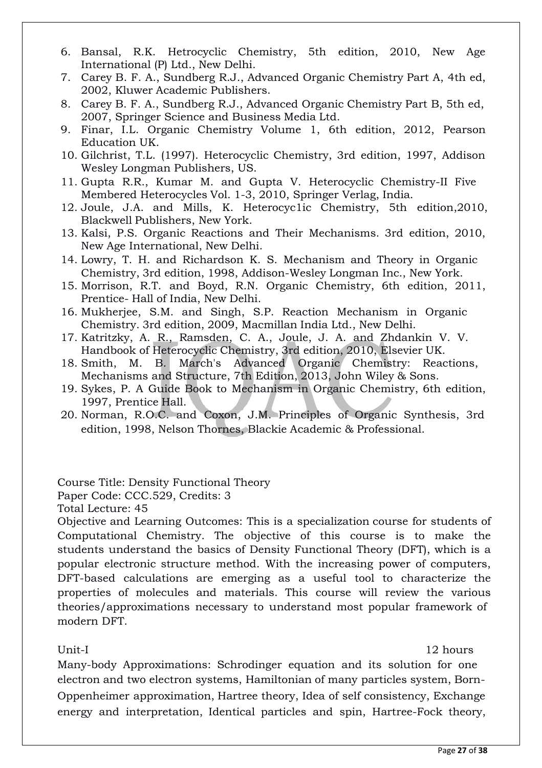6. Bansal, R.K. Hetrocyclic Chemistry, 5th edition, 2010, New Age International (P) Ltd., New Delhi.
7. Carey B. F. A., Sundberg R.J., Advanced Organic Chemistry Part A, 4th ed, 2002, Kluwer Academic Publishers.
8. Carey B. F. A., Sundberg R.J., Advanced Organic Chemistry Part B, 5th ed, 2007, Springer Science and Business Media Ltd.
9. Finar, I.L. Organic Chemistry Volume 1, 6th edition, 2012, Pearson Education UK.
10. Gilchrist, T.L. (1997). Heterocyclic Chemistry, 3rd edition, 1997, Addison Wesley Longman Publishers, US.
11. Gupta R.R., Kumar M. and Gupta V. Heterocyclic Chemistry-II Five Membered Heterocycles Vol. 1-3, 2010, Springer Verlag, India.
12. Joule, J.A. and Mills, K. Heterocyc1ic Chemistry, 5th edition,2010, Blackwell Publishers, New York.
13. Kalsi, P.S. Organic Reactions and Their Mechanisms. 3rd edition, 2010, New Age International, New Delhi.
14. Lowry, T. H. and Richardson K. S. Mechanism and Theory in Organic Chemistry, 3rd edition, 1998, Addison-Wesley Longman Inc., New York.
15. Morrison, R.T. and Boyd, R.N. Organic Chemistry, 6th edition, 2011, Prentice- Hall of India, New Delhi.
16. Mukherjee, S.M. and Singh, S.P. Reaction Mechanism in Organic Chemistry. 3rd edition, 2009, Macmillan India Ltd., New Delhi.
17. Katritzky, A. R., Ramsden, C. A., Joule, J. A. and Zhdankin V. V. Handbook of Heterocyclic Chemistry, 3rd edition, 2010, Elsevier UK.
18. Smith, M. B. March's Advanced Organic Chemistry: Reactions, Mechanisms and Structure, 7th Edition, 2013, John Wiley & Sons.
19. Sykes, P. A Guide Book to Mechanism in Organic Chemistry, 6th edition, 1997, Prentice Hall.
20. Norman, R.O.C. and Coxon, J.M. Principles of Organic Synthesis, 3rd edition, 1998, Nelson Thornes, Blackie Academic & Professional.

Course Title: Density Functional Theory
Paper Code: CCC.529, Credits: 3
Total Lecture: 45

Objective and Learning Outcomes: This is a specialization course for students of Computational Chemistry. The objective of this course is to make the students understand the basics of Density Functional Theory (DFT), which is a popular electronic structure method. With the increasing power of computers, DFT-based calculations are emerging as a useful tool to characterize the properties of molecules and materials. This course will review the various theories/approximations necessary to understand most popular framework of modern DFT.

Unit-I 12 hours

Many-body Approximations: Schrodinger equation and its solution for one electron and two electron systems, Hamiltonian of many particles system, Born-Oppenheimer approximation, Hartree theory, Idea of self consistency, Exchange energy and interpretation, Identical particles and spin, Hartree-Fock theory,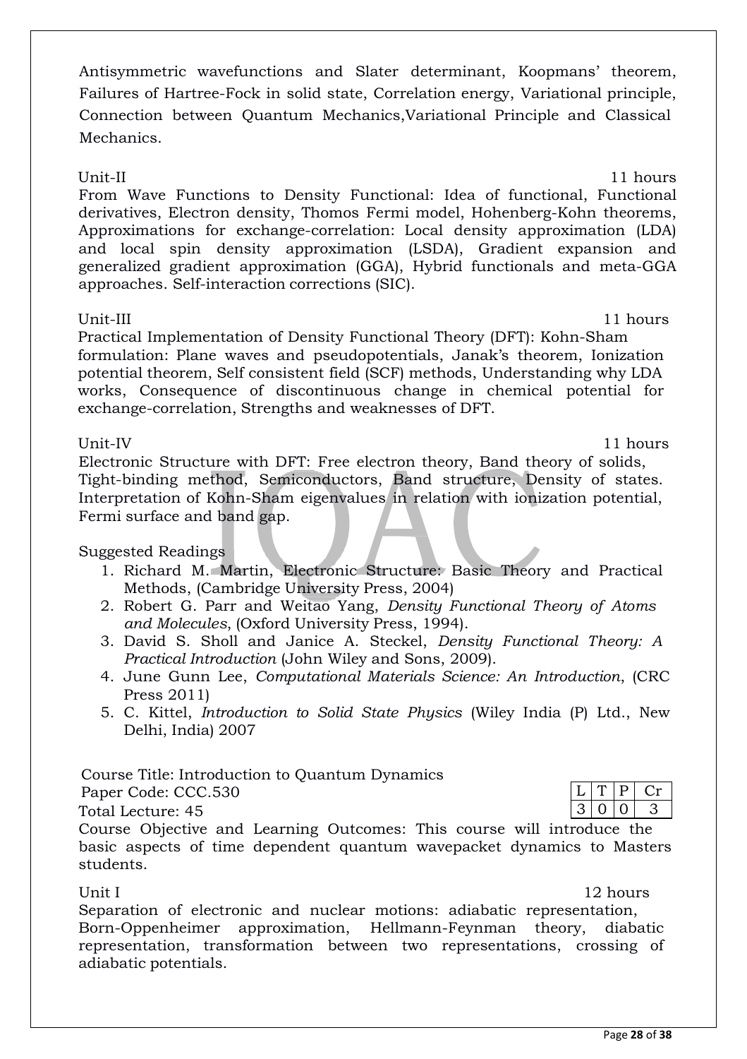Antisymmetric wavefunctions and Slater determinant, Koopmans' theorem, Failures of Hartree-Fock in solid state, Correlation energy, Variational principle, Connection between Quantum Mechanics,Variational Principle and Classical Mechanics.

Unit-II 11 hours

From Wave Functions to Density Functional: Idea of functional, Functional derivatives, Electron density, Thomos Fermi model, Hohenberg-Kohn theorems, Approximations for exchange-correlation: Local density approximation (LDA) and local spin density approximation (LSDA), Gradient expansion and generalized gradient approximation (GGA), Hybrid functionals and meta-GGA approaches. Self-interaction corrections (SIC).

Unit-III 11 hours

Practical Implementation of Density Functional Theory (DFT): Kohn-Sham formulation: Plane waves and pseudopotentials, Janak's theorem, Ionization potential theorem, Self consistent field (SCF) methods, Understanding why LDA works, Consequence of discontinuous change in chemical potential for exchange-correlation, Strengths and weaknesses of DFT.

Unit-IV 11 hours

Electronic Structure with DFT: Free electron theory, Band theory of solids, Tight-binding method, Semiconductors, Band structure, Density of states. Interpretation of Kohn-Sham eigenvalues in relation with ionization potential, Fermi surface and band gap.

Suggested Readings

1. Richard M. Martin, Electronic Structure: Basic Theory and Practical Methods, (Cambridge University Press, 2004)
2. Robert G. Parr and Weitao Yang, *Density Functional Theory of Atoms and Molecules*, (Oxford University Press, 1994).
3. David S. Sholl and Janice A. Steckel, *Density Functional Theory: A Practical Introduction* (John Wiley and Sons, 2009).
4. June Gunn Lee, *Computational Materials Science: An Introduction*, (CRC Press 2011)
5. C. Kittel, *Introduction to Solid State Physics* (Wiley India (P) Ltd., New Delhi, India) 2007

Course Title: Introduction to Quantum Dynamics
Paper Code: CCC.530
Total Lecture: 45

| L | T | P | Cr |
|---|---|---|---|
| 3 | 0 | 0 | 3 |

Course Objective and Learning Outcomes: This course will introduce the basic aspects of time dependent quantum wavepacket dynamics to Masters students.

Unit I 12 hours

Separation of electronic and nuclear motions: adiabatic representation, Born-Oppenheimer approximation, Hellmann-Feynman theory, diabatic representation, transformation between two representations, crossing of adiabatic potentials.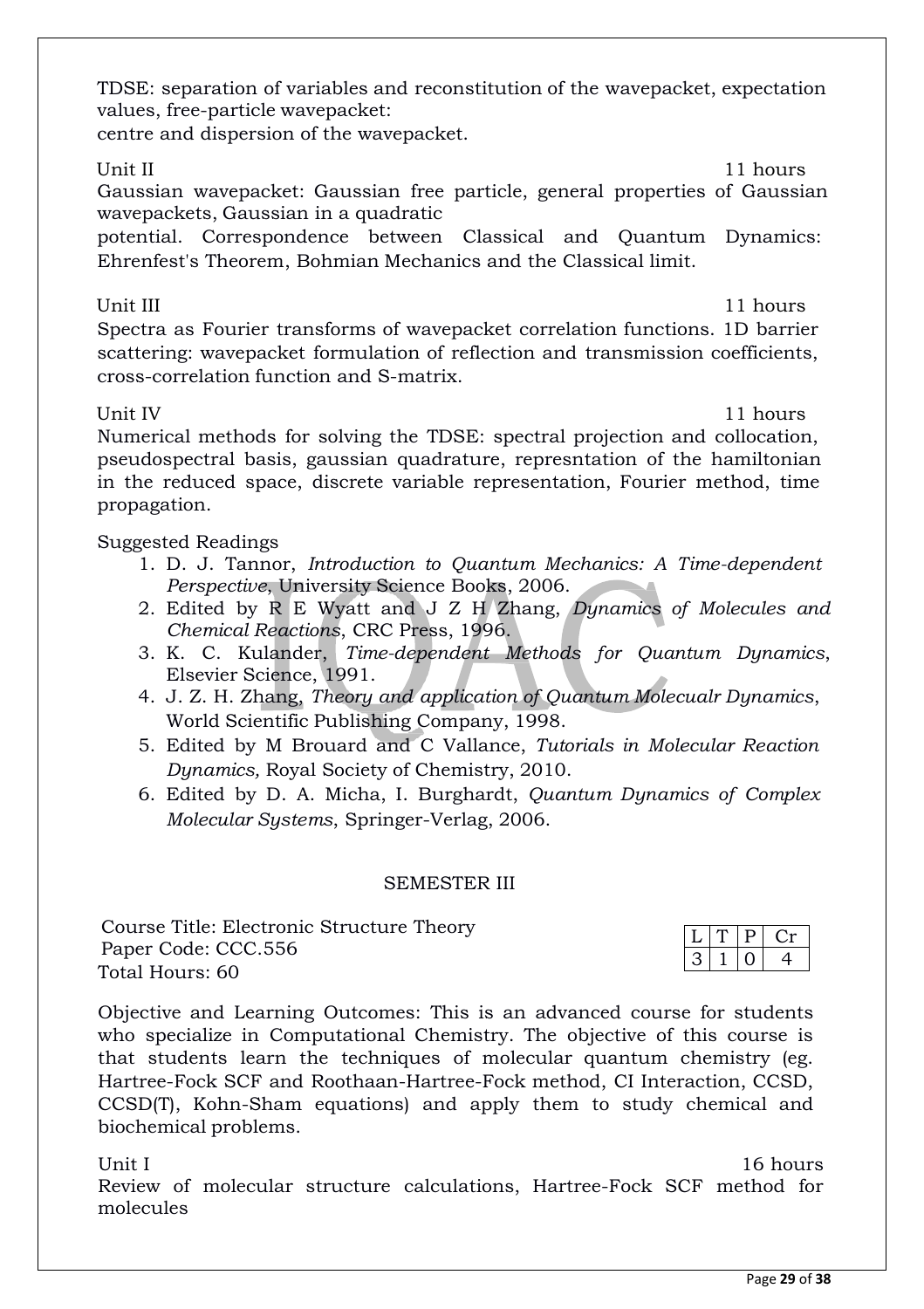TDSE: separation of variables and reconstitution of the wavepacket, expectation values, free-particle wavepacket:
centre and dispersion of the wavepacket.

Unit II 11 hours

Gaussian wavepacket: Gaussian free particle, general properties of Gaussian wavepackets, Gaussian in a quadratic
potential. Correspondence between Classical and Quantum Dynamics: Ehrenfest's Theorem, Bohmian Mechanics and the Classical limit.

Unit III 11 hours

Spectra as Fourier transforms of wavepacket correlation functions. 1D barrier scattering: wavepacket formulation of reflection and transmission coefficients, cross-correlation function and S-matrix.

Unit IV 11 hours

Numerical methods for solving the TDSE: spectral projection and collocation, pseudospectral basis, gaussian quadrature, represntation of the hamiltonian in the reduced space, discrete variable representation, Fourier method, time propagation.

Suggested Readings

1. D. J. Tannor, *Introduction to Quantum Mechanics: A Time-dependent Perspective*, University Science Books, 2006.
2. Edited by R E Wyatt and J Z H Zhang, *Dynamics of Molecules and Chemical Reactions*, CRC Press, 1996.
3. K. C. Kulander, *Time-dependent Methods for Quantum Dynamics*, Elsevier Science, 1991.
4. J. Z. H. Zhang, *Theory and application of Quantum Molecualr Dynamics*, World Scientific Publishing Company, 1998.
5. Edited by M Brouard and C Vallance, *Tutorials in Molecular Reaction Dynamics,* Royal Society of Chemistry, 2010.
6. Edited by D. A. Micha, I. Burghardt, *Quantum Dynamics of Complex Molecular Systems*, Springer-Verlag, 2006.

## SEMESTER III

Course Title: Electronic Structure Theory
Paper Code: CCC.556
Total Hours: 60

| L | T | P | Cr |
|---|---|---|---|
| 3 | 1 | 0 | 4 |

Objective and Learning Outcomes: This is an advanced course for students who specialize in Computational Chemistry. The objective of this course is that students learn the techniques of molecular quantum chemistry (eg. Hartree-Fock SCF and Roothaan-Hartree-Fock method, CI Interaction, CCSD, CCSD(T), Kohn-Sham equations) and apply them to study chemical and biochemical problems.

Unit I 16 hours

Review of molecular structure calculations, Hartree-Fock SCF method for molecules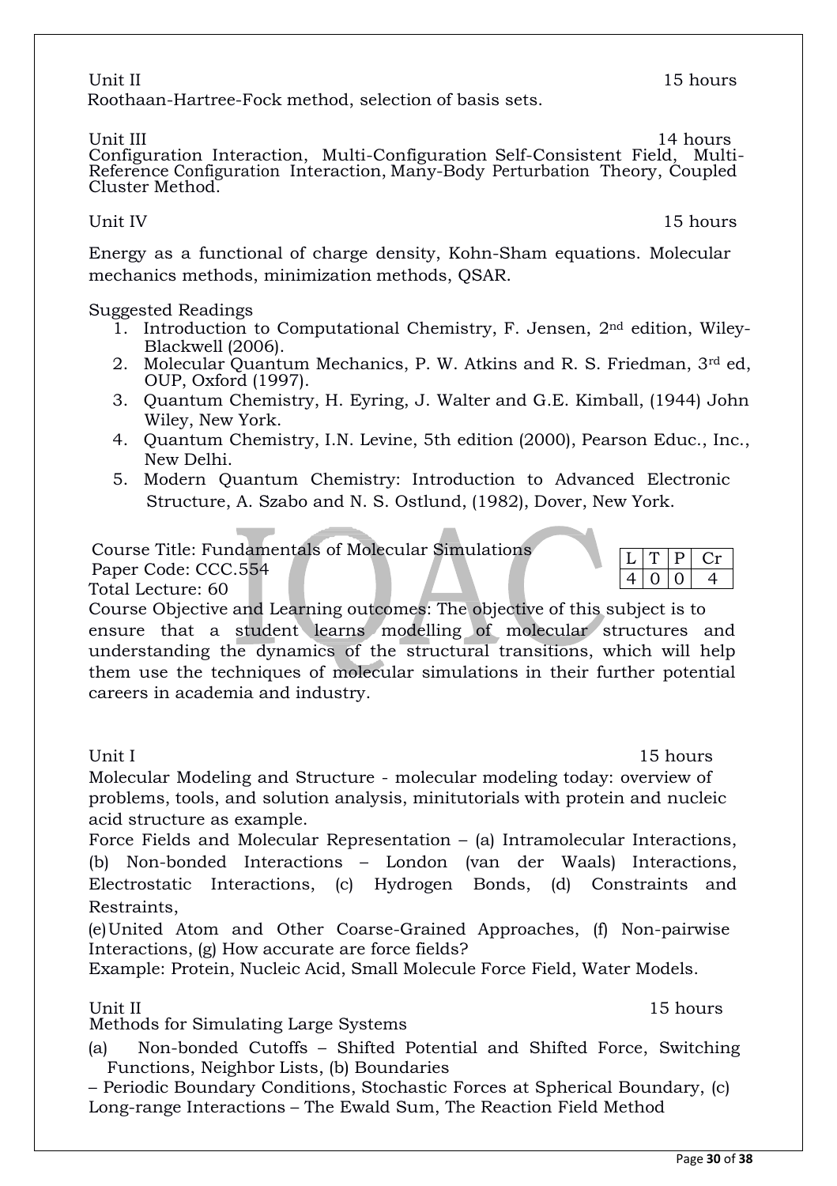Unit II 15 hours

Roothaan-Hartree-Fock method, selection of basis sets.

Unit III 14 hours

Configuration Interaction, Multi-Configuration Self-Consistent Field, Multi-Reference Configuration Interaction, Many-Body Perturbation Theory, Coupled Cluster Method.

Unit IV 15 hours

Energy as a functional of charge density, Kohn-Sham equations. Molecular mechanics methods, minimization methods, QSAR.

Suggested Readings

1. Introduction to Computational Chemistry, F. Jensen, 2nd edition, Wiley-Blackwell (2006).
2. Molecular Quantum Mechanics, P. W. Atkins and R. S. Friedman, 3rd ed, OUP, Oxford (1997).
3. Quantum Chemistry, H. Eyring, J. Walter and G.E. Kimball, (1944) John Wiley, New York.
4. Quantum Chemistry, I.N. Levine, 5th edition (2000), Pearson Educ., Inc., New Delhi.
5. Modern Quantum Chemistry: Introduction to Advanced Electronic Structure, A. Szabo and N. S. Ostlund, (1982), Dover, New York.

Course Title: Fundamentals of Molecular Simulations
Paper Code: CCC.554
Total Lecture: 60

| L | T | P | Cr |
|---|---|---|---|
| 4 | 0 | 0 | 4 |

Course Objective and Learning outcomes: The objective of this subject is to ensure that a student learns modelling of molecular structures and understanding the dynamics of the structural transitions, which will help them use the techniques of molecular simulations in their further potential careers in academia and industry.

Unit I 15 hours

Molecular Modeling and Structure - molecular modeling today: overview of problems, tools, and solution analysis, minitutorials with protein and nucleic acid structure as example.

Force Fields and Molecular Representation – (a) Intramolecular Interactions, (b) Non-bonded Interactions – London (van der Waals) Interactions, Electrostatic Interactions, (c) Hydrogen Bonds, (d) Constraints and Restraints,

(e) United Atom and Other Coarse-Grained Approaches, (f) Non-pairwise Interactions, (g) How accurate are force fields?

Example: Protein, Nucleic Acid, Small Molecule Force Field, Water Models.

Unit II 15 hours

Methods for Simulating Large Systems

(a) Non-bonded Cutoffs – Shifted Potential and Shifted Force, Switching Functions, Neighbor Lists, (b) Boundaries – Periodic Boundary Conditions, Stochastic Forces at Spherical Boundary, (c) Long-range Interactions – The Ewald Sum, The Reaction Field Method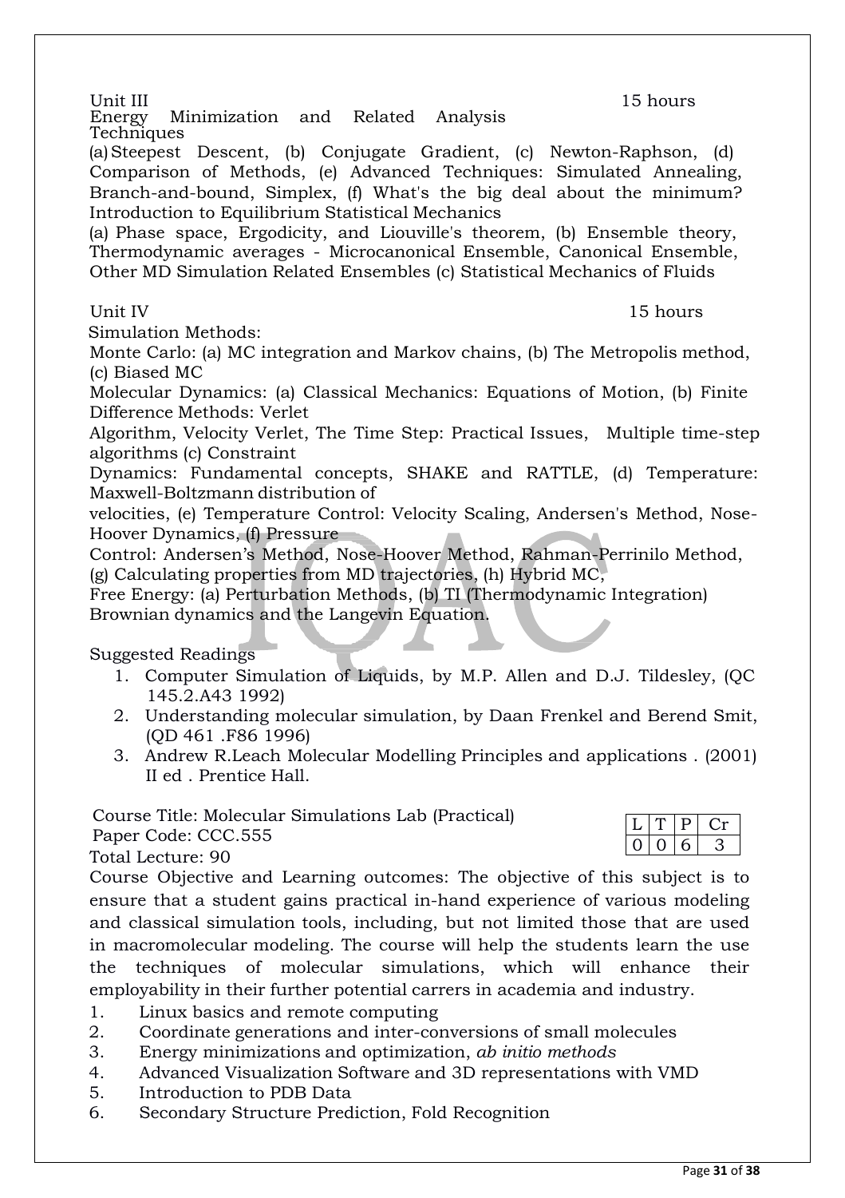Unit III 15 hours

Energy Minimization and Related Analysis Techniques

(a) Steepest Descent, (b) Conjugate Gradient, (c) Newton-Raphson, (d) Comparison of Methods, (e) Advanced Techniques: Simulated Annealing, Branch-and-bound, Simplex, (f) What's the big deal about the minimum?

Introduction to Equilibrium Statistical Mechanics

(a) Phase space, Ergodicity, and Liouville's theorem, (b) Ensemble theory, Thermodynamic averages - Microcanonical Ensemble, Canonical Ensemble, Other MD Simulation Related Ensembles (c) Statistical Mechanics of Fluids

Unit IV 15 hours

Simulation Methods:

Monte Carlo: (a) MC integration and Markov chains, (b) The Metropolis method, (c) Biased MC

Molecular Dynamics: (a) Classical Mechanics: Equations of Motion, (b) Finite Difference Methods: Verlet

Algorithm, Velocity Verlet, The Time Step: Practical Issues, Multiple time-step algorithms (c) Constraint

Dynamics: Fundamental concepts, SHAKE and RATTLE, (d) Temperature: Maxwell-Boltzmann distribution of

velocities, (e) Temperature Control: Velocity Scaling, Andersen's Method, Nose-Hoover Dynamics, (f) Pressure

Control: Andersen's Method, Nose-Hoover Method, Rahman-Perrinilo Method, (g) Calculating properties from MD trajectories, (h) Hybrid MC,

Free Energy: (a) Perturbation Methods, (b) TI (Thermodynamic Integration)

Brownian dynamics and the Langevin Equation.

Suggested Readings

1. Computer Simulation of Liquids, by M.P. Allen and D.J. Tildesley, (QC 145.2.A43 1992)
2. Understanding molecular simulation, by Daan Frenkel and Berend Smit, (QD 461 .F86 1996)
3. Andrew R.Leach Molecular Modelling Principles and applications . (2001) II ed . Prentice Hall.

Course Title: Molecular Simulations Lab (Practical)

Paper Code: CCC.555

| L | T | P | Cr |
|---|---|---|---|
| 0 | 0 | 6 | 3 |

Total Lecture: 90

Course Objective and Learning outcomes: The objective of this subject is to ensure that a student gains practical in-hand experience of various modeling and classical simulation tools, including, but not limited those that are used in macromolecular modeling. The course will help the students learn the use the techniques of molecular simulations, which will enhance their employability in their further potential carrers in academia and industry.

1. Linux basics and remote computing
2. Coordinate generations and inter-conversions of small molecules
3. Energy minimizations and optimization, *ab initio methods*
4. Advanced Visualization Software and 3D representations with VMD
5. Introduction to PDB Data
6. Secondary Structure Prediction, Fold Recognition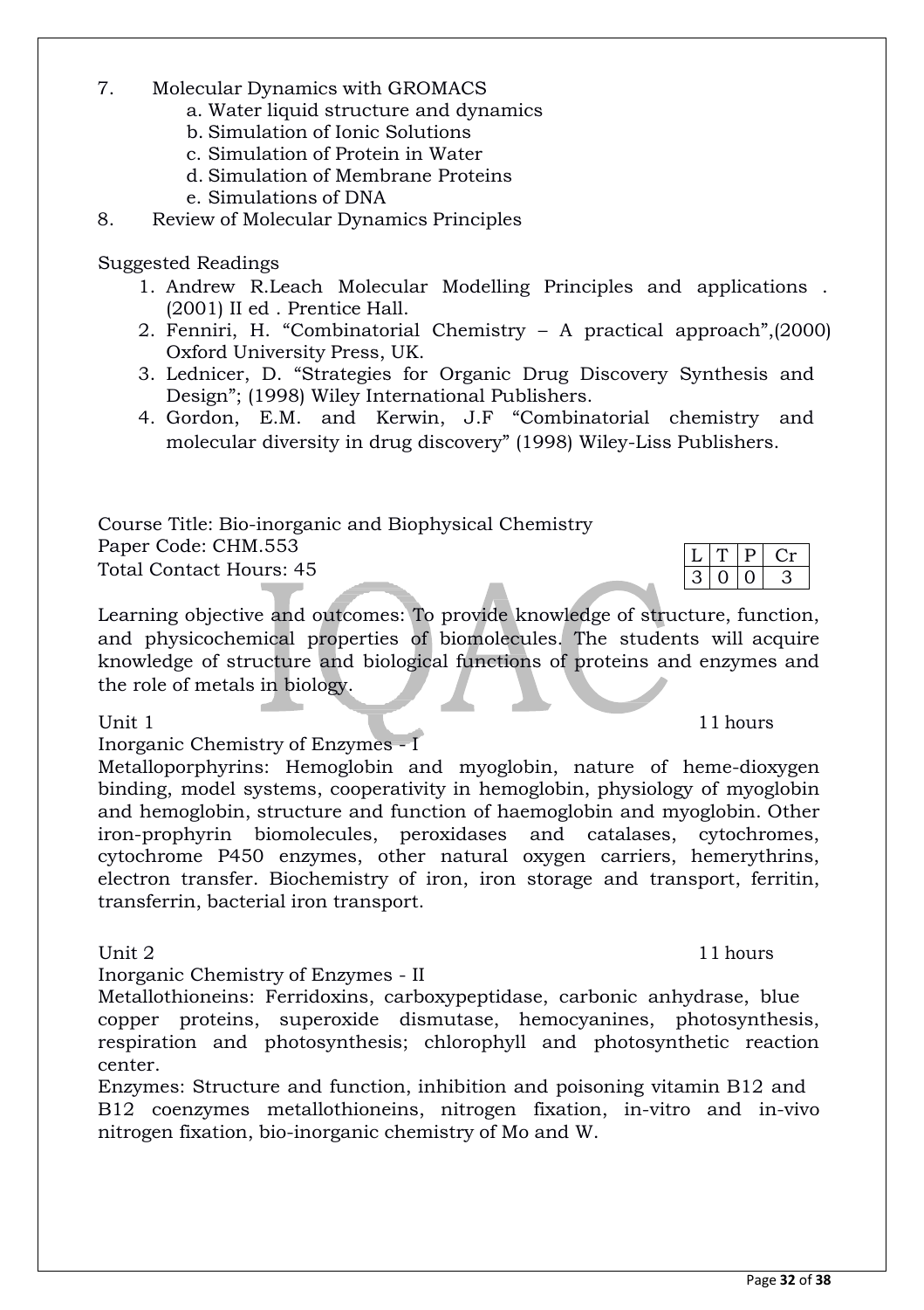7. Molecular Dynamics with GROMACS
    a. Water liquid structure and dynamics
    b. Simulation of Ionic Solutions
    c. Simulation of Protein in Water
    d. Simulation of Membrane Proteins
    e. Simulations of DNA
8. Review of Molecular Dynamics Principles

Suggested Readings

1. Andrew R.Leach Molecular Modelling Principles and applications . (2001) II ed . Prentice Hall.
2. Fenniri, H. "Combinatorial Chemistry – A practical approach",(2000) Oxford University Press, UK.
3. Lednicer, D. "Strategies for Organic Drug Discovery Synthesis and Design"; (1998) Wiley International Publishers.
4. Gordon, E.M. and Kerwin, J.F "Combinatorial chemistry and molecular diversity in drug discovery" (1998) Wiley-Liss Publishers.

Course Title: Bio-inorganic and Biophysical Chemistry
Paper Code: CHM.553
Total Contact Hours: 45

| L | T | P | Cr |
|---|---|---|---|
| 3 | 0 | 0 | 3 |

Learning objective and outcomes: To provide knowledge of structure, function, and physicochemical properties of biomolecules. The students will acquire knowledge of structure and biological functions of proteins and enzymes and the role of metals in biology.

Unit 1 11 hours

Inorganic Chemistry of Enzymes - I

Metalloporphyrins: Hemoglobin and myoglobin, nature of heme-dioxygen binding, model systems, cooperativity in hemoglobin, physiology of myoglobin and hemoglobin, structure and function of haemoglobin and myoglobin. Other iron-prophyrin biomolecules, peroxidases and catalases, cytochromes, cytochrome P450 enzymes, other natural oxygen carriers, hemerythrins, electron transfer. Biochemistry of iron, iron storage and transport, ferritin, transferrin, bacterial iron transport.

Unit 2 11 hours

Inorganic Chemistry of Enzymes - II

Metallothioneins: Ferridoxins, carboxypeptidase, carbonic anhydrase, blue copper proteins, superoxide dismutase, hemocyanines, photosynthesis, respiration and photosynthesis; chlorophyll and photosynthetic reaction center.

Enzymes: Structure and function, inhibition and poisoning vitamin B12 and B12 coenzymes metallothioneins, nitrogen fixation, in-vitro and in-vivo nitrogen fixation, bio-inorganic chemistry of Mo and W.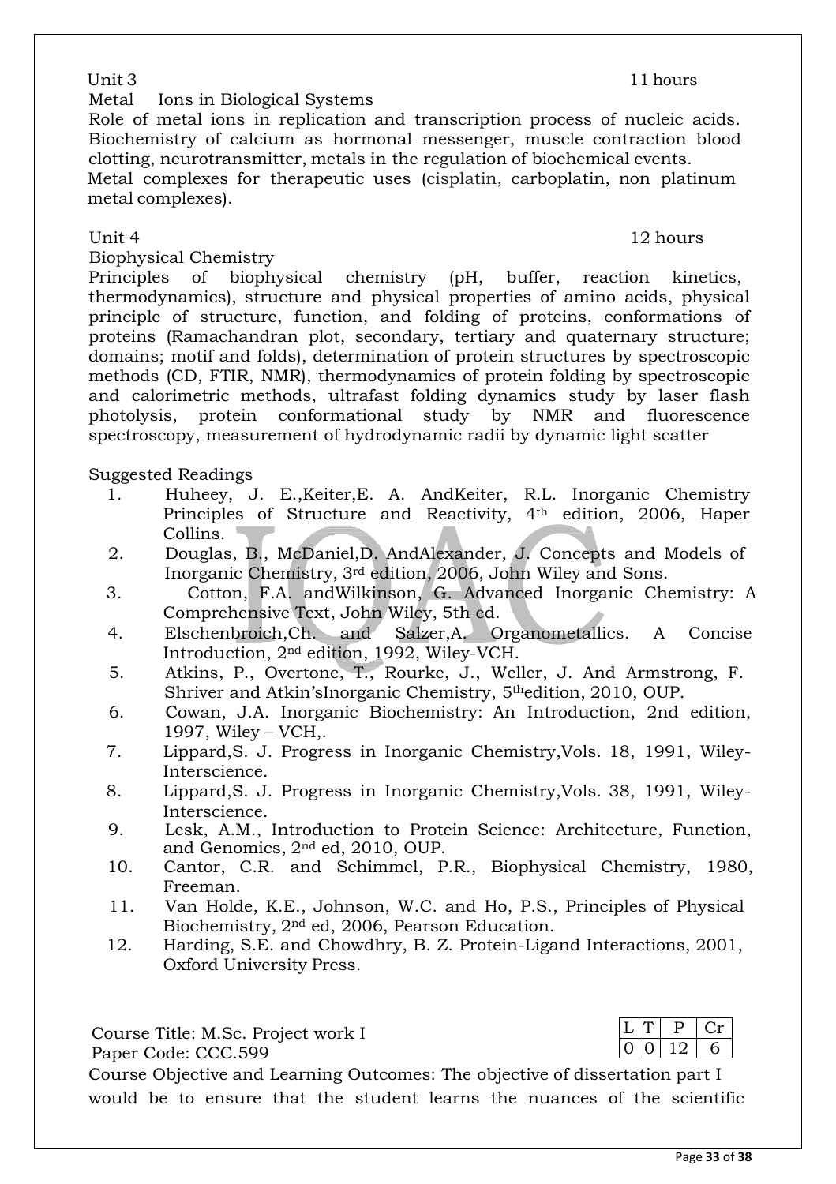Unit 3 11 hours

Metal Ions in Biological Systems

Role of metal ions in replication and transcription process of nucleic acids. Biochemistry of calcium as hormonal messenger, muscle contraction blood clotting, neurotransmitter, metals in the regulation of biochemical events. Metal complexes for therapeutic uses (cisplatin, carboplatin, non platinum metal complexes).

Unit 4 12 hours

Biophysical Chemistry

Principles of biophysical chemistry (pH, buffer, reaction kinetics, thermodynamics), structure and physical properties of amino acids, physical principle of structure, function, and folding of proteins, conformations of proteins (Ramachandran plot, secondary, tertiary and quaternary structure; domains; motif and folds), determination of protein structures by spectroscopic methods (CD, FTIR, NMR), thermodynamics of protein folding by spectroscopic and calorimetric methods, ultrafast folding dynamics study by laser flash photolysis, protein conformational study by NMR and fluorescence spectroscopy, measurement of hydrodynamic radii by dynamic light scatter

Suggested Readings

1. Huheey, J. E.,Keiter,E. A. AndKeiter, R.L. Inorganic Chemistry Principles of Structure and Reactivity, 4th edition, 2006, Haper Collins.
2. Douglas, B., McDaniel,D. AndAlexander, J. Concepts and Models of Inorganic Chemistry, 3rd edition, 2006, John Wiley and Sons.
3. Cotton, F.A. andWilkinson, G. Advanced Inorganic Chemistry: A Comprehensive Text, John Wiley, 5th ed.
4. Elschenbroich,Ch. and Salzer,A. Organometallics. A Concise Introduction, 2nd edition, 1992, Wiley-VCH.
5. Atkins, P., Overtone, T., Rourke, J., Weller, J. And Armstrong, F. Shriver and Atkin'sInorganic Chemistry, 5thedition, 2010, OUP.
6. Cowan, J.A. Inorganic Biochemistry: An Introduction, 2nd edition, 1997, Wiley – VCH,.
7. Lippard,S. J. Progress in Inorganic Chemistry,Vols. 18, 1991, Wiley-Interscience.
8. Lippard,S. J. Progress in Inorganic Chemistry,Vols. 38, 1991, Wiley-Interscience.
9. Lesk, A.M., Introduction to Protein Science: Architecture, Function, and Genomics, 2nd ed, 2010, OUP.
10. Cantor, C.R. and Schimmel, P.R., Biophysical Chemistry, 1980, Freeman.
11. Van Holde, K.E., Johnson, W.C. and Ho, P.S., Principles of Physical Biochemistry, 2nd ed, 2006, Pearson Education.
12. Harding, S.E. and Chowdhry, B. Z. Protein-Ligand Interactions, 2001, Oxford University Press.

Course Title: M.Sc. Project work I

Paper Code: CCC.599

| L | T | P | Cr |
|---|---|---|---|
| 0 | 0 | 12 | 6 |

Course Objective and Learning Outcomes: The objective of dissertation part I would be to ensure that the student learns the nuances of the scientific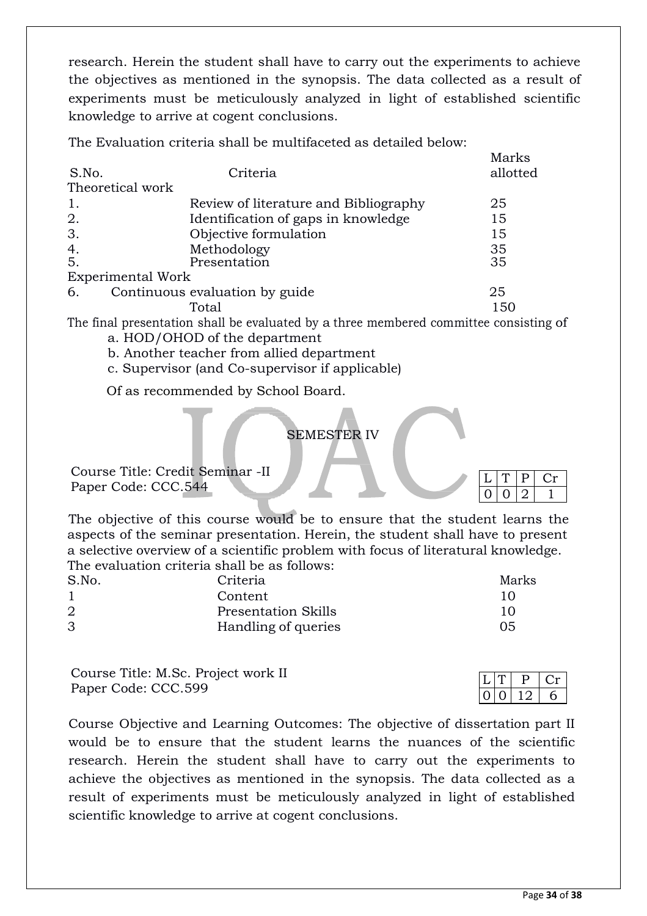research. Herein the student shall have to carry out the experiments to achieve the objectives as mentioned in the synopsis. The data collected as a result of experiments must be meticulously analyzed in light of established scientific knowledge to arrive at cogent conclusions.

The Evaluation criteria shall be multifaceted as detailed below:

| S.No. | Criteria | Marks allotted |
|---|---|---|
| Theoretical work | | |
| 1. | Review of literature and Bibliography | 25 |
| 2. | Identification of gaps in knowledge | 15 |
| 3. | Objective formulation | 15 |
| 4. | Methodology | 35 |
| 5. | Presentation | 35 |
| Experimental Work | | |
| 6. | Continuous evaluation by guide | 25 |
| | Total | 150 |

The final presentation shall be evaluated by a three membered committee consisting of

a. HOD/OHOD of the department
b. Another teacher from allied department
c. Supervisor (and Co-supervisor if applicable)

Of as recommended by School Board.

## SEMESTER IV

Course Title: Credit Seminar -II
Paper Code: CCC.544

| L | T | P | Cr |
|---|---|---|---|
| 0 | 0 | 2 | 1 |

The objective of this course would be to ensure that the student learns the aspects of the seminar presentation. Herein, the student shall have to present a selective overview of a scientific problem with focus of literatural knowledge. The evaluation criteria shall be as follows:

| S.No. | Criteria | Marks |
|---|---|---|
| 1 | Content | 10 |
| 2 | Presentation Skills | 10 |
| 3 | Handling of queries | 05 |

Course Title: M.Sc. Project work II
Paper Code: CCC.599

| L | T | P | Cr |
|---|---|---|---|
| 0 | 0 | 12 | 6 |

Course Objective and Learning Outcomes: The objective of dissertation part II would be to ensure that the student learns the nuances of the scientific research. Herein the student shall have to carry out the experiments to achieve the objectives as mentioned in the synopsis. The data collected as a result of experiments must be meticulously analyzed in light of established scientific knowledge to arrive at cogent conclusions.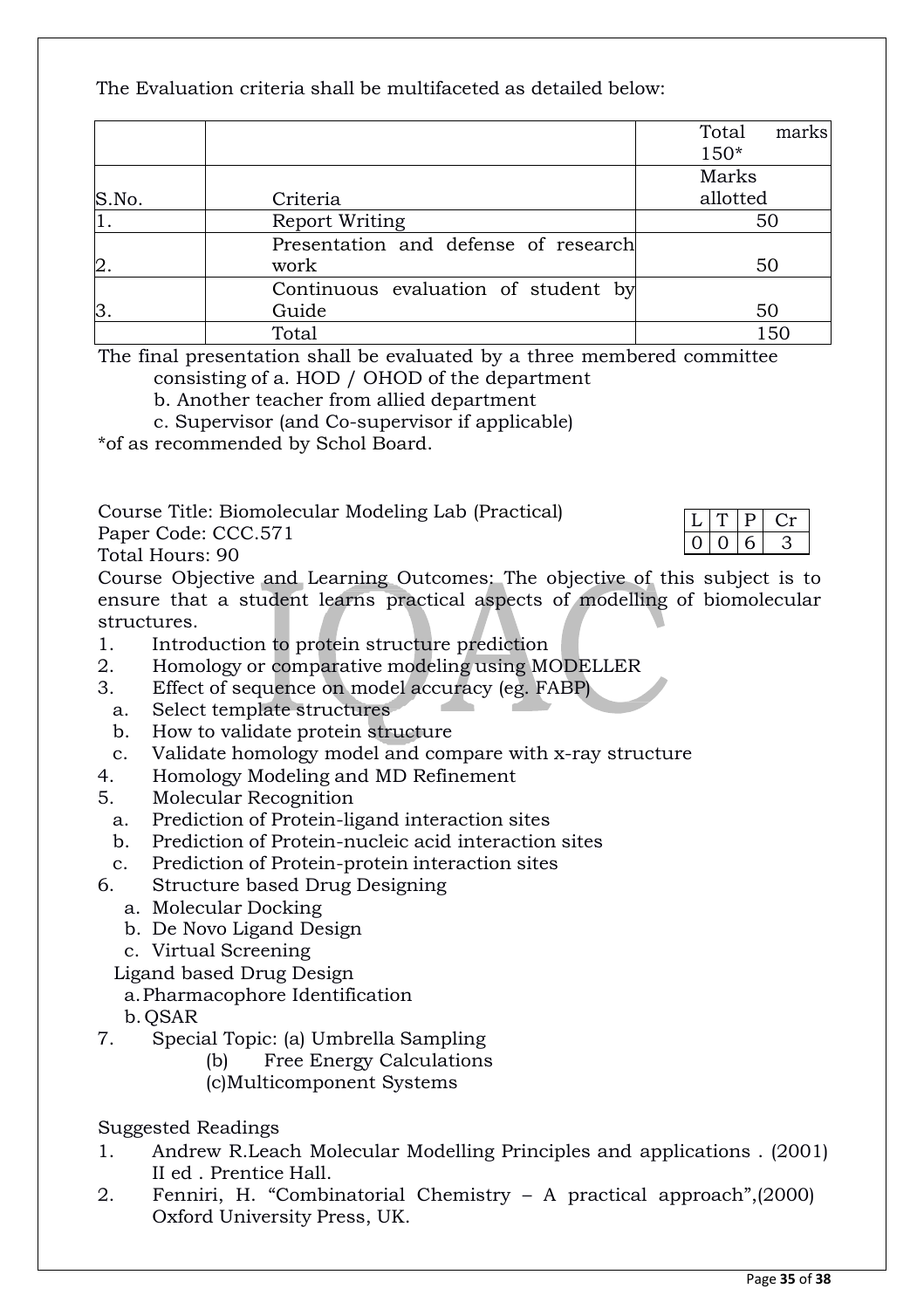The Evaluation criteria shall be multifaceted as detailed below:

| S.No. | Criteria | Total marks 150* Marks allotted |
|---|---|---|
| 1. | Report Writing | 50 |
| 2. | Presentation and defense of research work | 50 |
| 3. | Continuous evaluation of student by Guide | 50 |
| | Total | 150 |

The final presentation shall be evaluated by a three membered committee consisting of a. HOD / OHOD of the department

b. Another teacher from allied department

c. Supervisor (and Co-supervisor if applicable)

*of as recommended by Schol Board.

Course Title: Biomolecular Modeling Lab (Practical)
Paper Code: CCC.571
Total Hours: 90

| L | T | P | Cr |
|---|---|---|---|
| 0 | 0 | 6 | 3 |

Course Objective and Learning Outcomes: The objective of this subject is to ensure that a student learns practical aspects of modelling of biomolecular structures.

1. Introduction to protein structure prediction
2. Homology or comparative modeling using MODELLER
3. Effect of sequence on model accuracy (eg. FABP)
   a. Select template structures
   b. How to validate protein structure
   c. Validate homology model and compare with x-ray structure
4. Homology Modeling and MD Refinement
5. Molecular Recognition
   a. Prediction of Protein-ligand interaction sites
   b. Prediction of Protein-nucleic acid interaction sites
   c. Prediction of Protein-protein interaction sites
6. Structure based Drug Designing
   a. Molecular Docking
   b. De Novo Ligand Design
   c. Virtual Screening

   Ligand based Drug Design
   a. Pharmacophore Identification
   b. QSAR
7. Special Topic: (a) Umbrella Sampling
   (b) Free Energy Calculations
   (c) Multicomponent Systems

Suggested Readings

1. Andrew R.Leach Molecular Modelling Principles and applications . (2001) II ed . Prentice Hall.
2. Fenniri, H. "Combinatorial Chemistry – A practical approach",(2000) Oxford University Press, UK.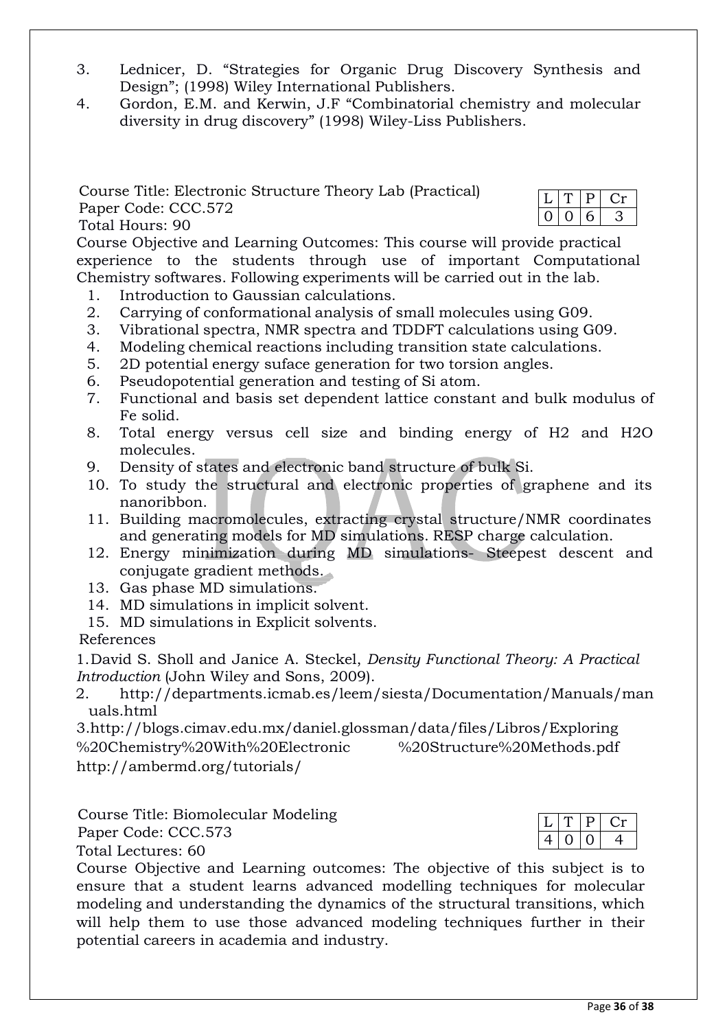3. Lednicer, D. "Strategies for Organic Drug Discovery Synthesis and Design"; (1998) Wiley International Publishers.
4. Gordon, E.M. and Kerwin, J.F "Combinatorial chemistry and molecular diversity in drug discovery" (1998) Wiley-Liss Publishers.

Course Title: Electronic Structure Theory Lab (Practical)
Paper Code: CCC.572
Total Hours: 90

| L | T | P | Cr |
|---|---|---|---|
| 0 | 0 | 6 | 3 |

Course Objective and Learning Outcomes: This course will provide practical experience to the students through use of important Computational Chemistry softwares. Following experiments will be carried out in the lab.

1. Introduction to Gaussian calculations.
2. Carrying of conformational analysis of small molecules using G09.
3. Vibrational spectra, NMR spectra and TDDFT calculations using G09.
4. Modeling chemical reactions including transition state calculations.
5. 2D potential energy suface generation for two torsion angles.
6. Pseudopotential generation and testing of Si atom.
7. Functional and basis set dependent lattice constant and bulk modulus of Fe solid.
8. Total energy versus cell size and binding energy of H2 and H2O molecules.
9. Density of states and electronic band structure of bulk Si.
10. To study the structural and electronic properties of graphene and its nanoribbon.
11. Building macromolecules, extracting crystal structure/NMR coordinates and generating models for MD simulations. RESP charge calculation.
12. Energy minimization during MD simulations- Steepest descent and conjugate gradient methods.
13. Gas phase MD simulations.
14. MD simulations in implicit solvent.
15. MD simulations in Explicit solvents.

References

1. David S. Sholl and Janice A. Steckel, *Density Functional Theory: A Practical Introduction* (John Wiley and Sons, 2009).
2. http://departments.icmab.es/leem/siesta/Documentation/Manuals/manuals.html
3. http://blogs.cimav.edu.mx/daniel.glossman/data/files/Libros/Exploring%20Chemistry%20With%20Electronic %20Structure%20Methods.pdf

http://ambermd.org/tutorials/

Course Title: Biomolecular Modeling
Paper Code: CCC.573
Total Lectures: 60

| L | T | P | Cr |
|---|---|---|---|
| 4 | 0 | 0 | 4 |

Course Objective and Learning outcomes: The objective of this subject is to ensure that a student learns advanced modelling techniques for molecular modeling and understanding the dynamics of the structural transitions, which will help them to use those advanced modeling techniques further in their potential careers in academia and industry.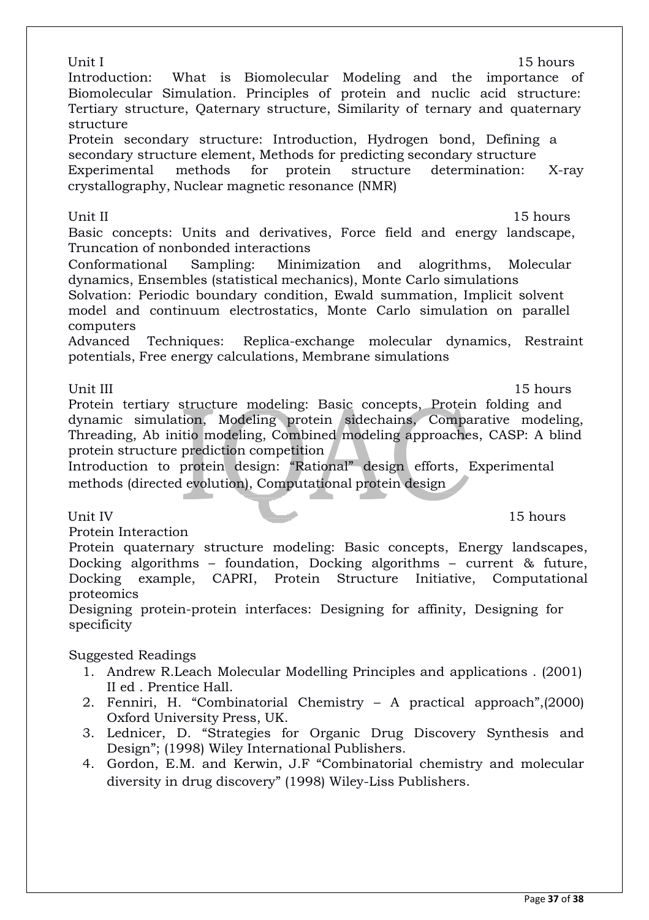**Unit I** **15 hours**

Introduction: What is Biomolecular Modeling and the importance of Biomolecular Simulation. Principles of protein and nuclic acid structure: Tertiary structure, Qaternary structure, Similarity of ternary and quaternary structure

Protein secondary structure: Introduction, Hydrogen bond, Defining a secondary structure element, Methods for predicting secondary structure

Experimental methods for protein structure determination: X-ray crystallography, Nuclear magnetic resonance (NMR)

**Unit II** **15 hours**

Basic concepts: Units and derivatives, Force field and energy landscape, Truncation of nonbonded interactions

Conformational Sampling: Minimization and alogrithms, Molecular dynamics, Ensembles (statistical mechanics), Monte Carlo simulations

Solvation: Periodic boundary condition, Ewald summation, Implicit solvent model and continuum electrostatics, Monte Carlo simulation on parallel computers

Advanced Techniques: Replica-exchange molecular dynamics, Restraint potentials, Free energy calculations, Membrane simulations

**Unit III** **15 hours**

Protein tertiary structure modeling: Basic concepts, Protein folding and dynamic simulation, Modeling protein sidechains, Comparative modeling, Threading, Ab initio modeling, Combined modeling approaches, CASP: A blind protein structure prediction competition

Introduction to protein design: "Rational" design efforts, Experimental methods (directed evolution), Computational protein design

**Unit IV** **15 hours**

Protein Interaction

Protein quaternary structure modeling: Basic concepts, Energy landscapes, Docking algorithms – foundation, Docking algorithms – current & future, Docking example, CAPRI, Protein Structure Initiative, Computational proteomics

Designing protein-protein interfaces: Designing for affinity, Designing for specificity

**Suggested Readings**

1. Andrew R.Leach Molecular Modelling Principles and applications . (2001) II ed . Prentice Hall.
2. Fenniri, H. "Combinatorial Chemistry – A practical approach",(2000) Oxford University Press, UK.
3. Lednicer, D. "Strategies for Organic Drug Discovery Synthesis and Design"; (1998) Wiley International Publishers.
4. Gordon, E.M. and Kerwin, J.F "Combinatorial chemistry and molecular diversity in drug discovery" (1998) Wiley-Liss Publishers.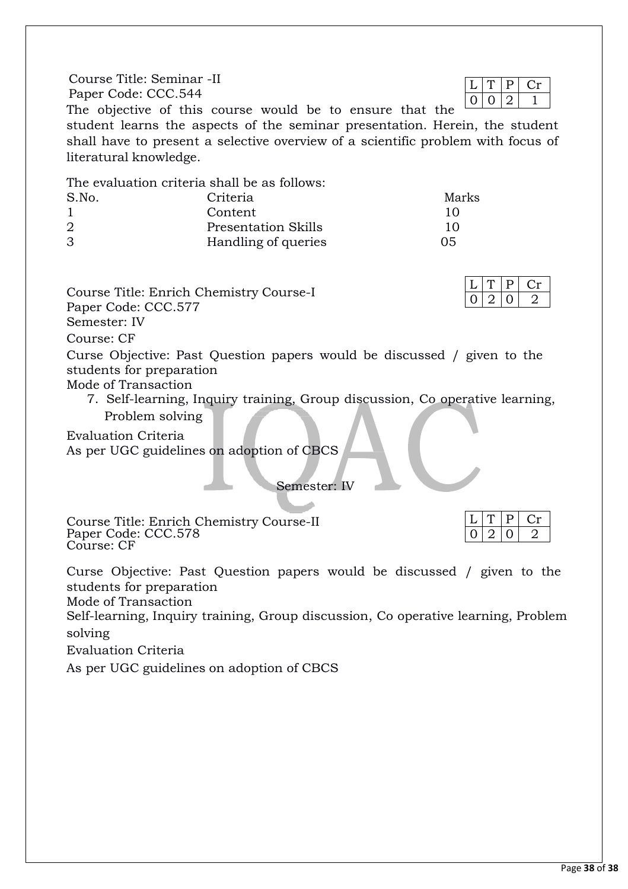Course Title: Seminar -II

Paper Code: CCC.544

| L | T | P | Cr |
|---|---|---|---|
| 0 | 0 | 2 | 1 |

The objective of this course would be to ensure that the student learns the aspects of the seminar presentation. Herein, the student shall have to present a selective overview of a scientific problem with focus of literatural knowledge.

The evaluation criteria shall be as follows:

| S.No. | Criteria | Marks |
|---|---|---|
| 1 | Content | 10 |
| 2 | Presentation Skills | 10 |
| 3 | Handling of queries | 05 |

Course Title: Enrich Chemistry Course-I

Paper Code: CCC.577

| L | T | P | Cr |
|---|---|---|---|
| 0 | 2 | 0 | 2 |

Semester: IV

Course: CF

Curse Objective: Past Question papers would be discussed / given to the students for preparation

Mode of Transaction

7. Self-learning, Inquiry training, Group discussion, Co operative learning, Problem solving

Evaluation Criteria

As per UGC guidelines on adoption of CBCS

Semester: IV

Course Title: Enrich Chemistry Course-II

Paper Code: CCC.578

Course: CF

| L | T | P | Cr |
|---|---|---|---|
| 0 | 2 | 0 | 2 |

Curse Objective: Past Question papers would be discussed / given to the students for preparation

Mode of Transaction

Self-learning, Inquiry training, Group discussion, Co operative learning, Problem solving

Evaluation Criteria

As per UGC guidelines on adoption of CBCS